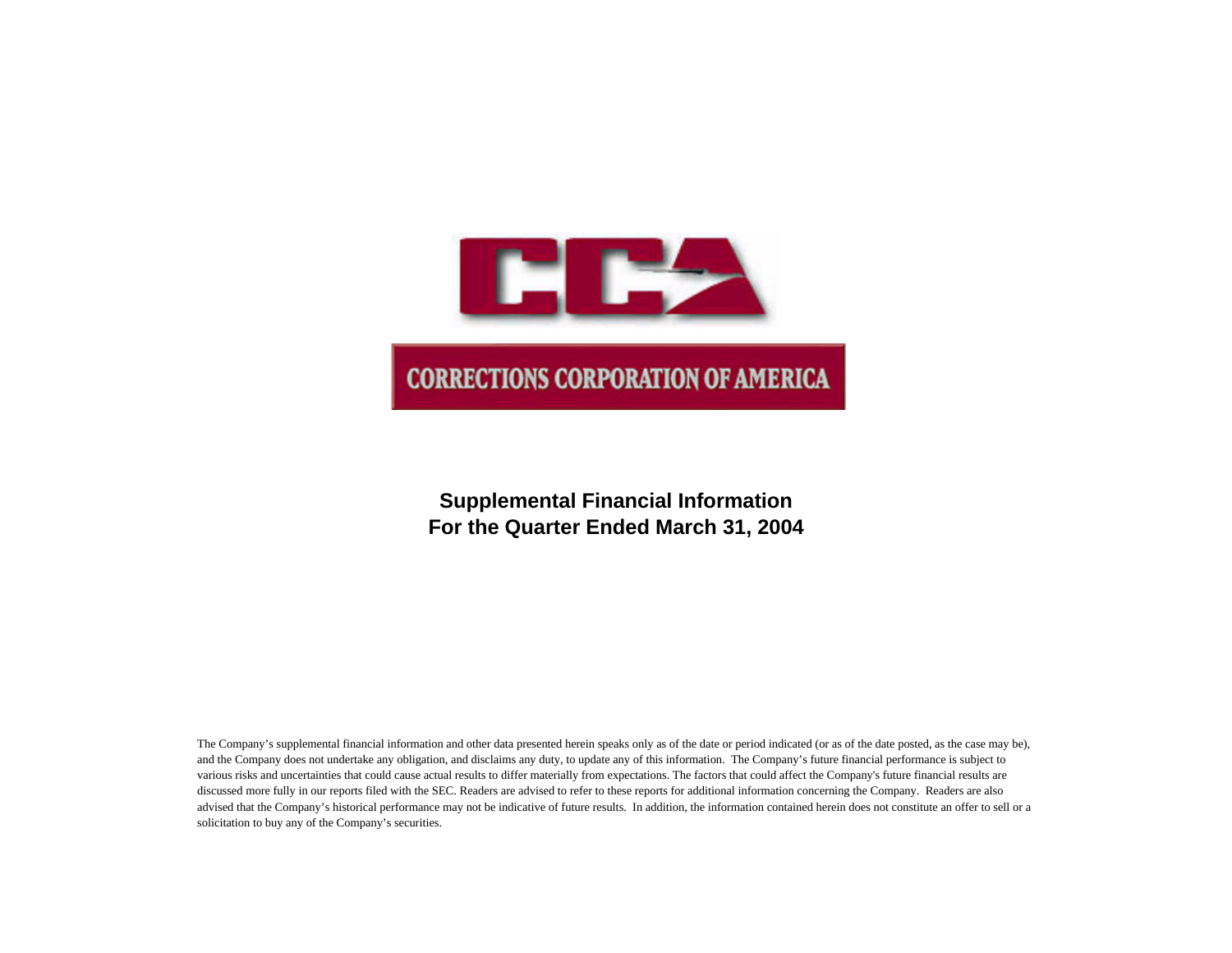CCA

CORRECTIONS CORPORATION OF AMERICA

**Supplemental Financial Information**
**For the Quarter Ended March 31, 2004**

The Company's supplemental financial information and other data presented herein speaks only as of the date or period indicated (or as of the date posted, as the case may be), and the Company does not undertake any obligation, and disclaims any duty, to update any of this information. The Company's future financial performance is subject to various risks and uncertainties that could cause actual results to differ materially from expectations. The factors that could affect the Company's future financial results are discussed more fully in our reports filed with the SEC. Readers are advised to refer to these reports for additional information concerning the Company. Readers are also advised that the Company's historical performance may not be indicative of future results. In addition, the information contained herein does not constitute an offer to sell or a solicitation to buy any of the Company's securities.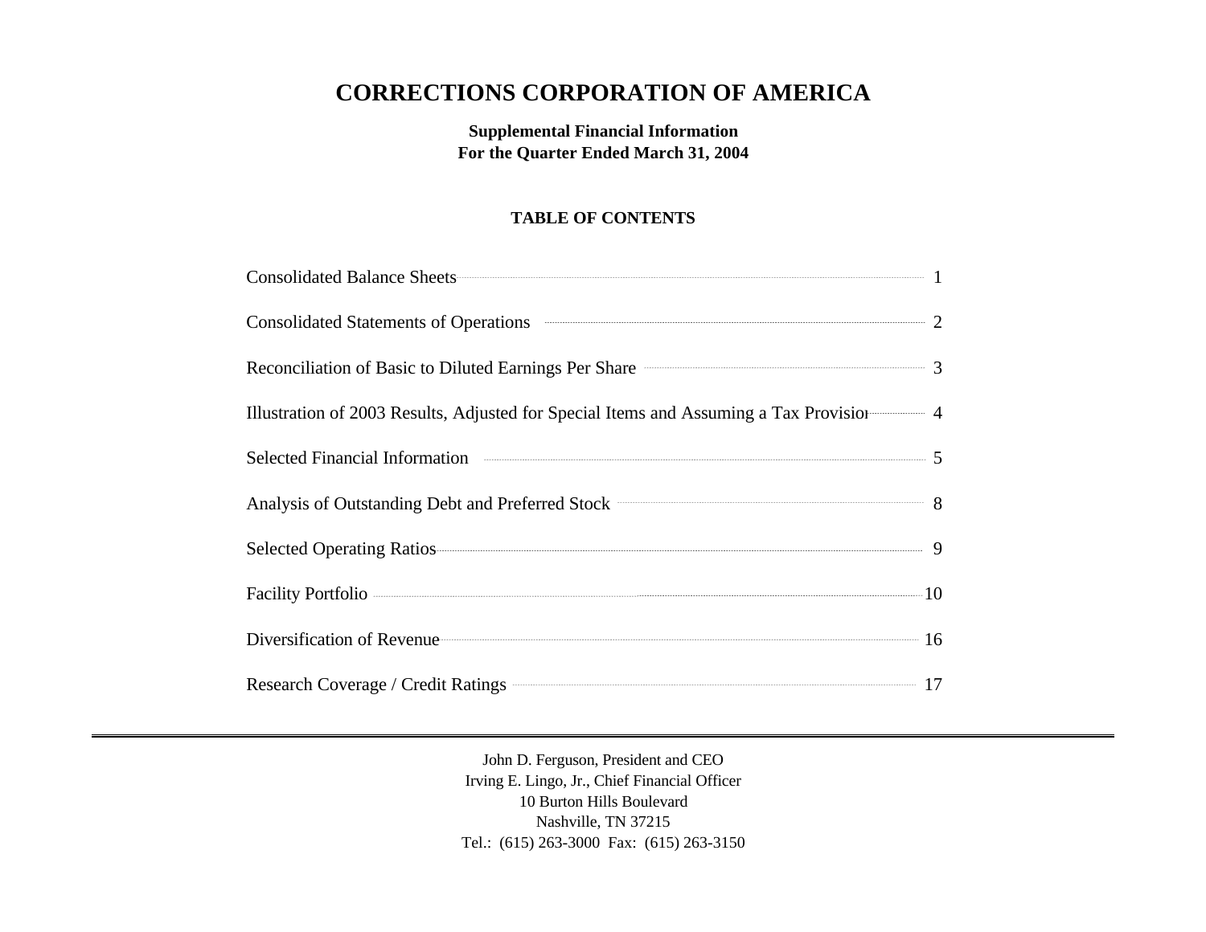# CORRECTIONS CORPORATION OF AMERICA

**Supplemental Financial Information**
**For the Quarter Ended March 31, 2004**

**TABLE OF CONTENTS**

| | |
|---|---|
| Consolidated Balance Sheets | 1 |
| Consolidated Statements of Operations | 2 |
| Reconciliation of Basic to Diluted Earnings Per Share | 3 |
| Illustration of 2003 Results, Adjusted for Special Items and Assuming a Tax Provision | 4 |
| Selected Financial Information | 5 |
| Analysis of Outstanding Debt and Preferred Stock | 8 |
| Selected Operating Ratios | 9 |
| Facility Portfolio | 10 |
| Diversification of Revenue | 16 |
| Research Coverage / Credit Ratings | 17 |

---

John D. Ferguson, President and CEO
Irving E. Lingo, Jr., Chief Financial Officer
10 Burton Hills Boulevard
Nashville, TN 37215
Tel.: (615) 263-3000 Fax: (615) 263-3150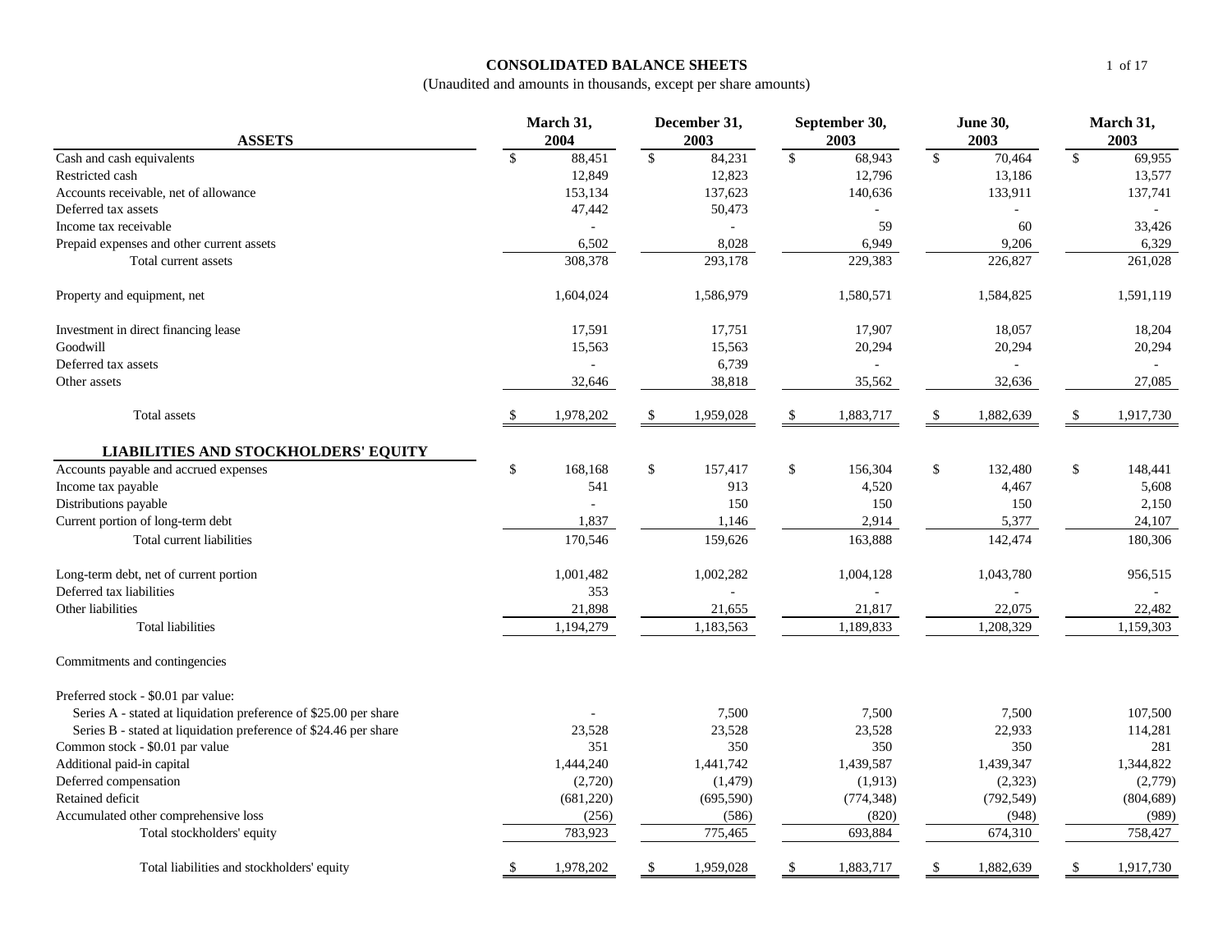# CONSOLIDATED BALANCE SHEETS

(Unaudited and amounts in thousands, except per share amounts)

| ASSETS | March 31, 2004 | December 31, 2003 | September 30, 2003 | June 30, 2003 | March 31, 2003 |
|---|---|---|---|---|---|
| Cash and cash equivalents | $ 88,451 | $ 84,231 | $ 68,943 | $ 70,464 | $ 69,955 |
| Restricted cash | 12,849 | 12,823 | 12,796 | 13,186 | 13,577 |
| Accounts receivable, net of allowance | 153,134 | 137,623 | 140,636 | 133,911 | 137,741 |
| Deferred tax assets | 47,442 | 50,473 | - | - | - |
| Income tax receivable | - | - | 59 | 60 | 33,426 |
| Prepaid expenses and other current assets | 6,502 | 8,028 | 6,949 | 9,206 | 6,329 |
| Total current assets | 308,378 | 293,178 | 229,383 | 226,827 | 261,028 |
| Property and equipment, net | 1,604,024 | 1,586,979 | 1,580,571 | 1,584,825 | 1,591,119 |
| Investment in direct financing lease | 17,591 | 17,751 | 17,907 | 18,057 | 18,204 |
| Goodwill | 15,563 | 15,563 | 20,294 | 20,294 | 20,294 |
| Deferred tax assets | - | 6,739 | - | - | - |
| Other assets | 32,646 | 38,818 | 35,562 | 32,636 | 27,085 |
| Total assets | $ 1,978,202 | $ 1,959,028 | $ 1,883,717 | $ 1,882,639 | $ 1,917,730 |
| **LIABILITIES AND STOCKHOLDERS' EQUITY** | | | | | |
| Accounts payable and accrued expenses | $ 168,168 | $ 157,417 | $ 156,304 | $ 132,480 | $ 148,441 |
| Income tax payable | 541 | 913 | 4,520 | 4,467 | 5,608 |
| Distributions payable | - | 150 | 150 | 150 | 2,150 |
| Current portion of long-term debt | 1,837 | 1,146 | 2,914 | 5,377 | 24,107 |
| Total current liabilities | 170,546 | 159,626 | 163,888 | 142,474 | 180,306 |
| Long-term debt, net of current portion | 1,001,482 | 1,002,282 | 1,004,128 | 1,043,780 | 956,515 |
| Deferred tax liabilities | 353 | - | - | - | - |
| Other liabilities | 21,898 | 21,655 | 21,817 | 22,075 | 22,482 |
| Total liabilities | 1,194,279 | 1,183,563 | 1,189,833 | 1,208,329 | 1,159,303 |
| Commitments and contingencies | | | | | |
| Preferred stock - $0.01 par value: | | | | | |
| Series A - stated at liquidation preference of $25.00 per share | - | 7,500 | 7,500 | 7,500 | 107,500 |
| Series B - stated at liquidation preference of $24.46 per share | 23,528 | 23,528 | 23,528 | 22,933 | 114,281 |
| Common stock - $0.01 par value | 351 | 350 | 350 | 350 | 281 |
| Additional paid-in capital | 1,444,240 | 1,441,742 | 1,439,587 | 1,439,347 | 1,344,822 |
| Deferred compensation | (2,720) | (1,479) | (1,913) | (2,323) | (2,779) |
| Retained deficit | (681,220) | (695,590) | (774,348) | (792,549) | (804,689) |
| Accumulated other comprehensive loss | (256) | (586) | (820) | (948) | (989) |
| Total stockholders' equity | 783,923 | 775,465 | 693,884 | 674,310 | 758,427 |
| Total liabilities and stockholders' equity | $ 1,978,202 | $ 1,959,028 | $ 1,883,717 | $ 1,882,639 | $ 1,917,730 |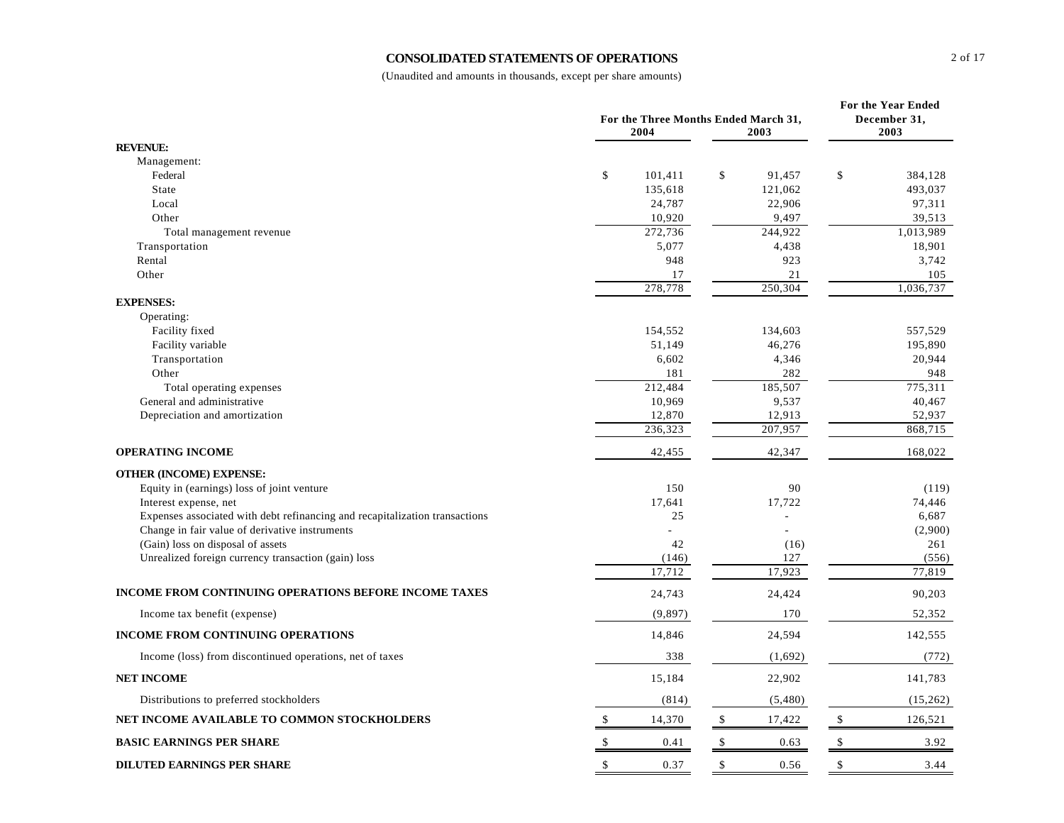## CONSOLIDATED STATEMENTS OF OPERATIONS

(Unaudited and amounts in thousands, except per share amounts)

| | For the Three Months Ended March 31, 2004 | For the Three Months Ended March 31, 2003 | For the Year Ended December 31, 2003 |
|---|---|---|---|
| **REVENUE:** | | | |
| Management: | | | |
| Federal | $ 101,411 | $ 91,457 | $ 384,128 |
| State | 135,618 | 121,062 | 493,037 |
| Local | 24,787 | 22,906 | 97,311 |
| Other | 10,920 | 9,497 | 39,513 |
| Total management revenue | 272,736 | 244,922 | 1,013,989 |
| Transportation | 5,077 | 4,438 | 18,901 |
| Rental | 948 | 923 | 3,742 |
| Other | 17 | 21 | 105 |
| | 278,778 | 250,304 | 1,036,737 |
| **EXPENSES:** | | | |
| Operating: | | | |
| Facility fixed | 154,552 | 134,603 | 557,529 |
| Facility variable | 51,149 | 46,276 | 195,890 |
| Transportation | 6,602 | 4,346 | 20,944 |
| Other | 181 | 282 | 948 |
| Total operating expenses | 212,484 | 185,507 | 775,311 |
| General and administrative | 10,969 | 9,537 | 40,467 |
| Depreciation and amortization | 12,870 | 12,913 | 52,937 |
| | 236,323 | 207,957 | 868,715 |
| **OPERATING INCOME** | 42,455 | 42,347 | 168,022 |
| **OTHER (INCOME) EXPENSE:** | | | |
| Equity in (earnings) loss of joint venture | 150 | 90 | (119) |
| Interest expense, net | 17,641 | 17,722 | 74,446 |
| Expenses associated with debt refinancing and recapitalization transactions | 25 | - | 6,687 |
| Change in fair value of derivative instruments | - | - | (2,900) |
| (Gain) loss on disposal of assets | 42 | (16) | 261 |
| Unrealized foreign currency transaction (gain) loss | (146) | 127 | (556) |
| | 17,712 | 17,923 | 77,819 |
| **INCOME FROM CONTINUING OPERATIONS BEFORE INCOME TAXES** | 24,743 | 24,424 | 90,203 |
| Income tax benefit (expense) | (9,897) | 170 | 52,352 |
| **INCOME FROM CONTINUING OPERATIONS** | 14,846 | 24,594 | 142,555 |
| Income (loss) from discontinued operations, net of taxes | 338 | (1,692) | (772) |
| **NET INCOME** | 15,184 | 22,902 | 141,783 |
| Distributions to preferred stockholders | (814) | (5,480) | (15,262) |
| **NET INCOME AVAILABLE TO COMMON STOCKHOLDERS** | $ 14,370 | $ 17,422 | $ 126,521 |
| **BASIC EARNINGS PER SHARE** | $ 0.41 | $ 0.63 | $ 3.92 |
| **DILUTED EARNINGS PER SHARE** | $ 0.37 | $ 0.56 | $ 3.44 |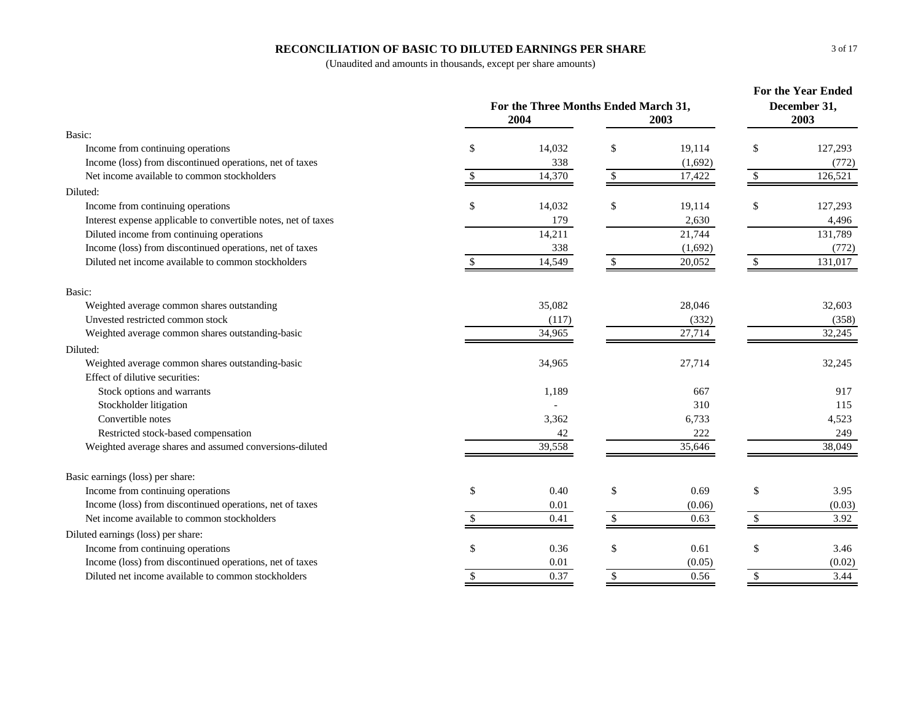# RECONCILIATION OF BASIC TO DILUTED EARNINGS PER SHARE

(Unaudited and amounts in thousands, except per share amounts)

| | For the Three Months Ended March 31, | | For the Year Ended December 31, |
|---|---|---|---|
| | 2004 | 2003 | 2003 |
| **Basic:** | | | |
| Income from continuing operations | $ 14,032 | $ 19,114 | $ 127,293 |
| Income (loss) from discontinued operations, net of taxes | 338 | (1,692) | (772) |
| Net income available to common stockholders | $ 14,370 | $ 17,422 | $ 126,521 |
| **Diluted:** | | | |
| Income from continuing operations | $ 14,032 | $ 19,114 | $ 127,293 |
| Interest expense applicable to convertible notes, net of taxes | 179 | 2,630 | 4,496 |
| Diluted income from continuing operations | 14,211 | 21,744 | 131,789 |
| Income (loss) from discontinued operations, net of taxes | 338 | (1,692) | (772) |
| Diluted net income available to common stockholders | $ 14,549 | $ 20,052 | $ 131,017 |
| **Basic:** | | | |
| Weighted average common shares outstanding | 35,082 | 28,046 | 32,603 |
| Unvested restricted common stock | (117) | (332) | (358) |
| Weighted average common shares outstanding-basic | 34,965 | 27,714 | 32,245 |
| **Diluted:** | | | |
| Weighted average common shares outstanding-basic | 34,965 | 27,714 | 32,245 |
| Effect of dilutive securities: | | | |
| Stock options and warrants | 1,189 | 667 | 917 |
| Stockholder litigation | - | 310 | 115 |
| Convertible notes | 3,362 | 6,733 | 4,523 |
| Restricted stock-based compensation | 42 | 222 | 249 |
| Weighted average shares and assumed conversions-diluted | 39,558 | 35,646 | 38,049 |
| **Basic earnings (loss) per share:** | | | |
| Income from continuing operations | $ 0.40 | $ 0.69 | $ 3.95 |
| Income (loss) from discontinued operations, net of taxes | 0.01 | (0.06) | (0.03) |
| Net income available to common stockholders | $ 0.41 | $ 0.63 | $ 3.92 |
| **Diluted earnings (loss) per share:** | | | |
| Income from continuing operations | $ 0.36 | $ 0.61 | $ 3.46 |
| Income (loss) from discontinued operations, net of taxes | 0.01 | (0.05) | (0.02) |
| Diluted net income available to common stockholders | $ 0.37 | $ 0.56 | $ 3.44 |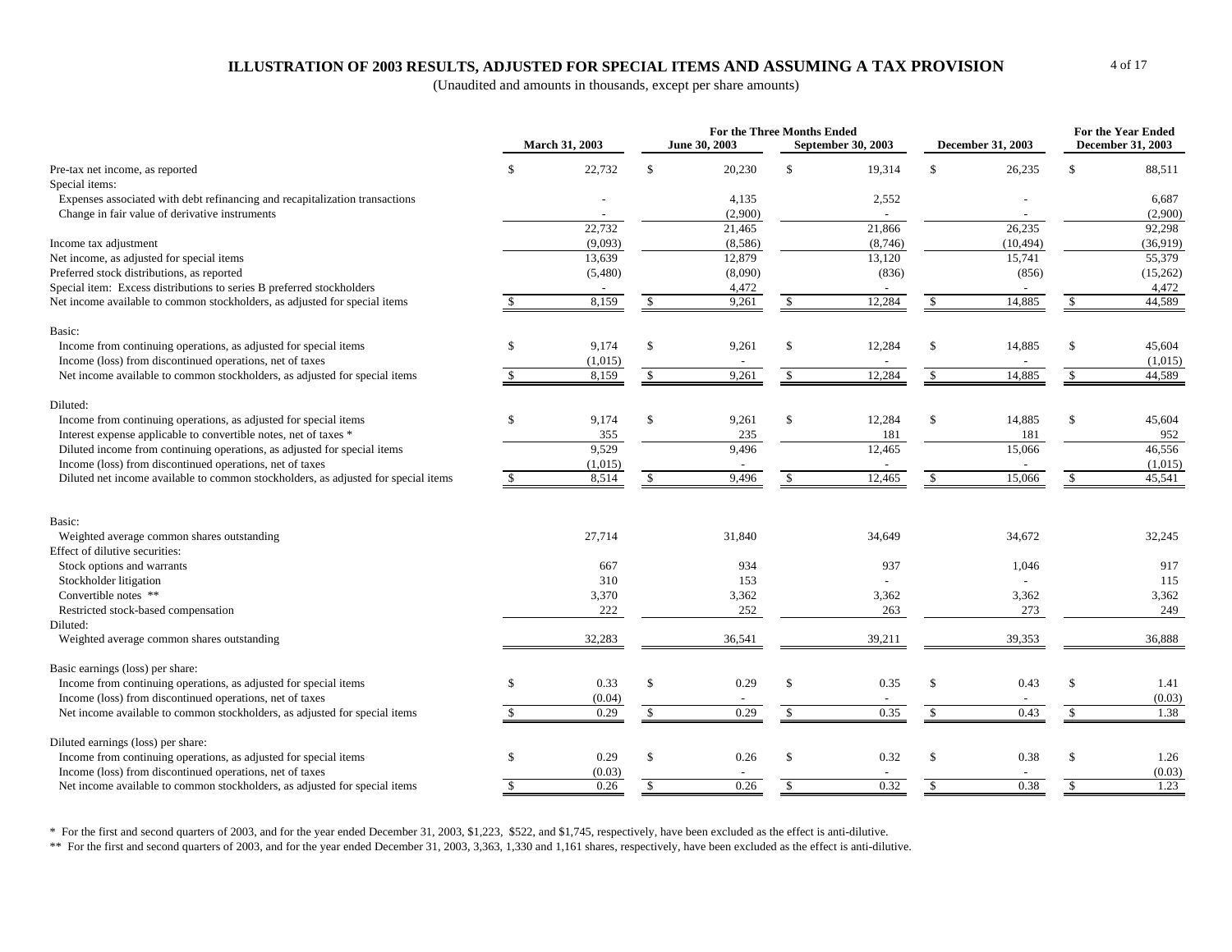## ILLUSTRATION OF 2003 RESULTS, ADJUSTED FOR SPECIAL ITEMS AND ASSUMING A TAX PROVISION

(Unaudited and amounts in thousands, except per share amounts)

| | For the Three Months Ended | | | | For the Year Ended |
|---|---|---|---|---|---|
| | March 31, 2003 | June 30, 2003 | September 30, 2003 | December 31, 2003 | December 31, 2003 |
| Pre-tax net income, as reported | $ 22,732 | $ 20,230 | $ 19,314 | $ 26,235 | $ 88,511 |
| Special items: | | | | | |
| Expenses associated with debt refinancing and recapitalization transactions | - | 4,135 | 2,552 | - | 6,687 |
| Change in fair value of derivative instruments | - | (2,900) | - | - | (2,900) |
| | 22,732 | 21,465 | 21,866 | 26,235 | 92,298 |
| Income tax adjustment | (9,093) | (8,586) | (8,746) | (10,494) | (36,919) |
| Net income, as adjusted for special items | 13,639 | 12,879 | 13,120 | 15,741 | 55,379 |
| Preferred stock distributions, as reported | (5,480) | (8,090) | (836) | (856) | (15,262) |
| Special item: Excess distributions to series B preferred stockholders | - | 4,472 | - | - | 4,472 |
| Net income available to common stockholders, as adjusted for special items | $ 8,159 | $ 9,261 | $ 12,284 | $ 14,885 | $ 44,589 |
| **Basic:** | | | | | |
| Income from continuing operations, as adjusted for special items | $ 9,174 | $ 9,261 | $ 12,284 | $ 14,885 | $ 45,604 |
| Income (loss) from discontinued operations, net of taxes | (1,015) | - | - | - | (1,015) |
| Net income available to common stockholders, as adjusted for special items | $ 8,159 | $ 9,261 | $ 12,284 | $ 14,885 | $ 44,589 |
| **Diluted:** | | | | | |
| Income from continuing operations, as adjusted for special items | $ 9,174 | $ 9,261 | $ 12,284 | $ 14,885 | $ 45,604 |
| Interest expense applicable to convertible notes, net of taxes * | 355 | 235 | 181 | 181 | 952 |
| Diluted income from continuing operations, as adjusted for special items | 9,529 | 9,496 | 12,465 | 15,066 | 46,556 |
| Income (loss) from discontinued operations, net of taxes | (1,015) | - | - | - | (1,015) |
| Diluted net income available to common stockholders, as adjusted for special items | $ 8,514 | $ 9,496 | $ 12,465 | $ 15,066 | $ 45,541 |
| **Basic:** | | | | | |
| Weighted average common shares outstanding | 27,714 | 31,840 | 34,649 | 34,672 | 32,245 |
| Effect of dilutive securities: | | | | | |
| Stock options and warrants | 667 | 934 | 937 | 1,046 | 917 |
| Stockholder litigation | 310 | 153 | - | - | 115 |
| Convertible notes ** | 3,370 | 3,362 | 3,362 | 3,362 | 3,362 |
| Restricted stock-based compensation | 222 | 252 | 263 | 273 | 249 |
| **Diluted:** | | | | | |
| Weighted average common shares outstanding | 32,283 | 36,541 | 39,211 | 39,353 | 36,888 |
| **Basic earnings (loss) per share:** | | | | | |
| Income from continuing operations, as adjusted for special items | $ 0.33 | $ 0.29 | $ 0.35 | $ 0.43 | $ 1.41 |
| Income (loss) from discontinued operations, net of taxes | (0.04) | - | - | - | (0.03) |
| Net income available to common stockholders, as adjusted for special items | $ 0.29 | $ 0.29 | $ 0.35 | $ 0.43 | $ 1.38 |
| **Diluted earnings (loss) per share:** | | | | | |
| Income from continuing operations, as adjusted for special items | $ 0.29 | $ 0.26 | $ 0.32 | $ 0.38 | $ 1.26 |
| Income (loss) from discontinued operations, net of taxes | (0.03) | - | - | - | (0.03) |
| Net income available to common stockholders, as adjusted for special items | $ 0.26 | $ 0.26 | $ 0.32 | $ 0.38 | $ 1.23 |

\* For the first and second quarters of 2003, and for the year ended December 31, 2003, $1,223, $522, and $1,745, respectively, have been excluded as the effect is anti-dilutive.

\** For the first and second quarters of 2003, and for the year ended December 31, 2003, 3,363, 1,330 and 1,161 shares, respectively, have been excluded as the effect is anti-dilutive.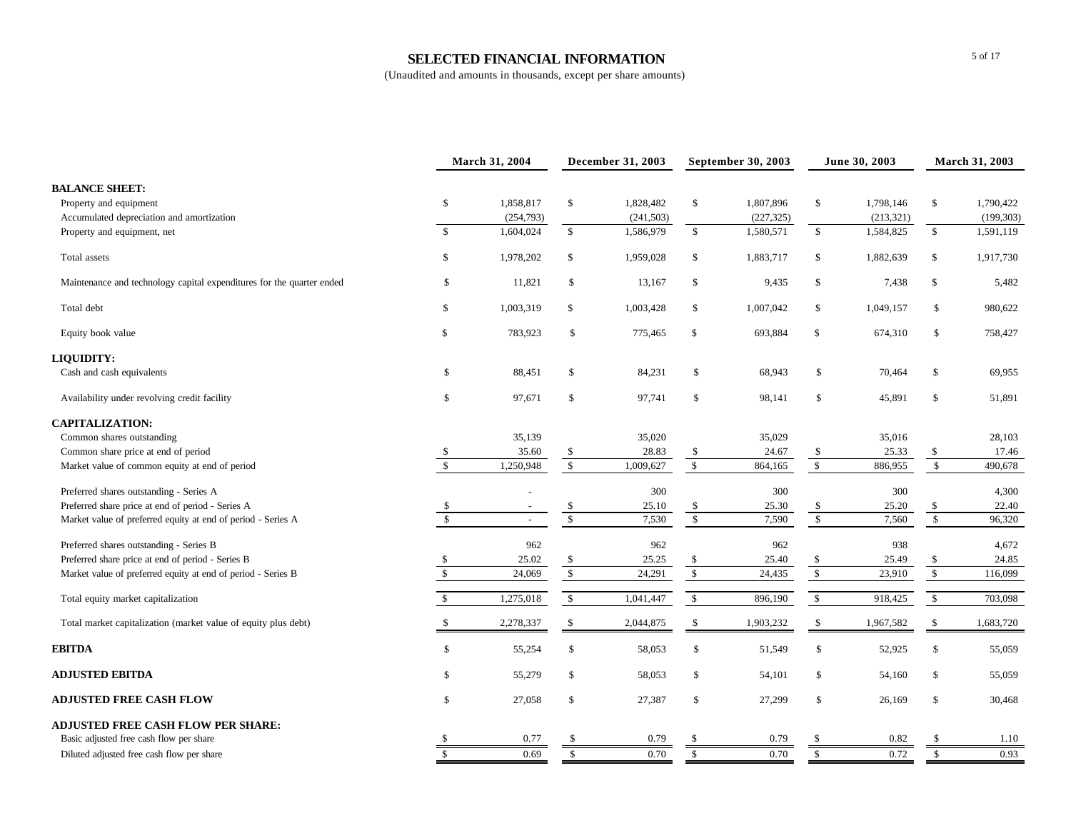# SELECTED FINANCIAL INFORMATION

(Unaudited and amounts in thousands, except per share amounts)

| | March 31, 2004 | December 31, 2003 | September 30, 2003 | June 30, 2003 | March 31, 2003 |
|---|---|---|---|---|---|
| **BALANCE SHEET:** | | | | | |
| Property and equipment | $ 1,858,817 | $ 1,828,482 | $ 1,807,896 | $ 1,798,146 | $ 1,790,422 |
| Accumulated depreciation and amortization | (254,793) | (241,503) | (227,325) | (213,321) | (199,303) |
| Property and equipment, net | $ 1,604,024 | $ 1,586,979 | $ 1,580,571 | $ 1,584,825 | $ 1,591,119 |
| Total assets | $ 1,978,202 | $ 1,959,028 | $ 1,883,717 | $ 1,882,639 | $ 1,917,730 |
| Maintenance and technology capital expenditures for the quarter ended | $ 11,821 | $ 13,167 | $ 9,435 | $ 7,438 | $ 5,482 |
| Total debt | $ 1,003,319 | $ 1,003,428 | $ 1,007,042 | $ 1,049,157 | $ 980,622 |
| Equity book value | $ 783,923 | $ 775,465 | $ 693,884 | $ 674,310 | $ 758,427 |
| **LIQUIDITY:** | | | | | |
| Cash and cash equivalents | $ 88,451 | $ 84,231 | $ 68,943 | $ 70,464 | $ 69,955 |
| Availability under revolving credit facility | $ 97,671 | $ 97,741 | $ 98,141 | $ 45,891 | $ 51,891 |
| **CAPITALIZATION:** | | | | | |
| Common shares outstanding | 35,139 | 35,020 | 35,029 | 35,016 | 28,103 |
| Common share price at end of period | $ 35.60 | $ 28.83 | $ 24.67 | $ 25.33 | $ 17.46 |
| Market value of common equity at end of period | $ 1,250,948 | $ 1,009,627 | $ 864,165 | $ 886,955 | $ 490,678 |
| Preferred shares outstanding - Series A | - | 300 | 300 | 300 | 4,300 |
| Preferred share price at end of period - Series A | $ - | $ 25.10 | $ 25.30 | $ 25.20 | $ 22.40 |
| Market value of preferred equity at end of period - Series A | $ - | $ 7,530 | $ 7,590 | $ 7,560 | $ 96,320 |
| Preferred shares outstanding - Series B | 962 | 962 | 962 | 938 | 4,672 |
| Preferred share price at end of period - Series B | $ 25.02 | $ 25.25 | $ 25.40 | $ 25.49 | $ 24.85 |
| Market value of preferred equity at end of period - Series B | $ 24,069 | $ 24,291 | $ 24,435 | $ 23,910 | $ 116,099 |
| Total equity market capitalization | $ 1,275,018 | $ 1,041,447 | $ 896,190 | $ 918,425 | $ 703,098 |
| Total market capitalization (market value of equity plus debt) | $ 2,278,337 | $ 2,044,875 | $ 1,903,232 | $ 1,967,582 | $ 1,683,720 |
| **EBITDA** | $ 55,254 | $ 58,053 | $ 51,549 | $ 52,925 | $ 55,059 |
| **ADJUSTED EBITDA** | $ 55,279 | $ 58,053 | $ 54,101 | $ 54,160 | $ 55,059 |
| **ADJUSTED FREE CASH FLOW** | $ 27,058 | $ 27,387 | $ 27,299 | $ 26,169 | $ 30,468 |
| **ADJUSTED FREE CASH FLOW PER SHARE:** | | | | | |
| Basic adjusted free cash flow per share | $ 0.77 | $ 0.79 | $ 0.79 | $ 0.82 | $ 1.10 |
| Diluted adjusted free cash flow per share | $ 0.69 | $ 0.70 | $ 0.70 | $ 0.72 | $ 0.93 |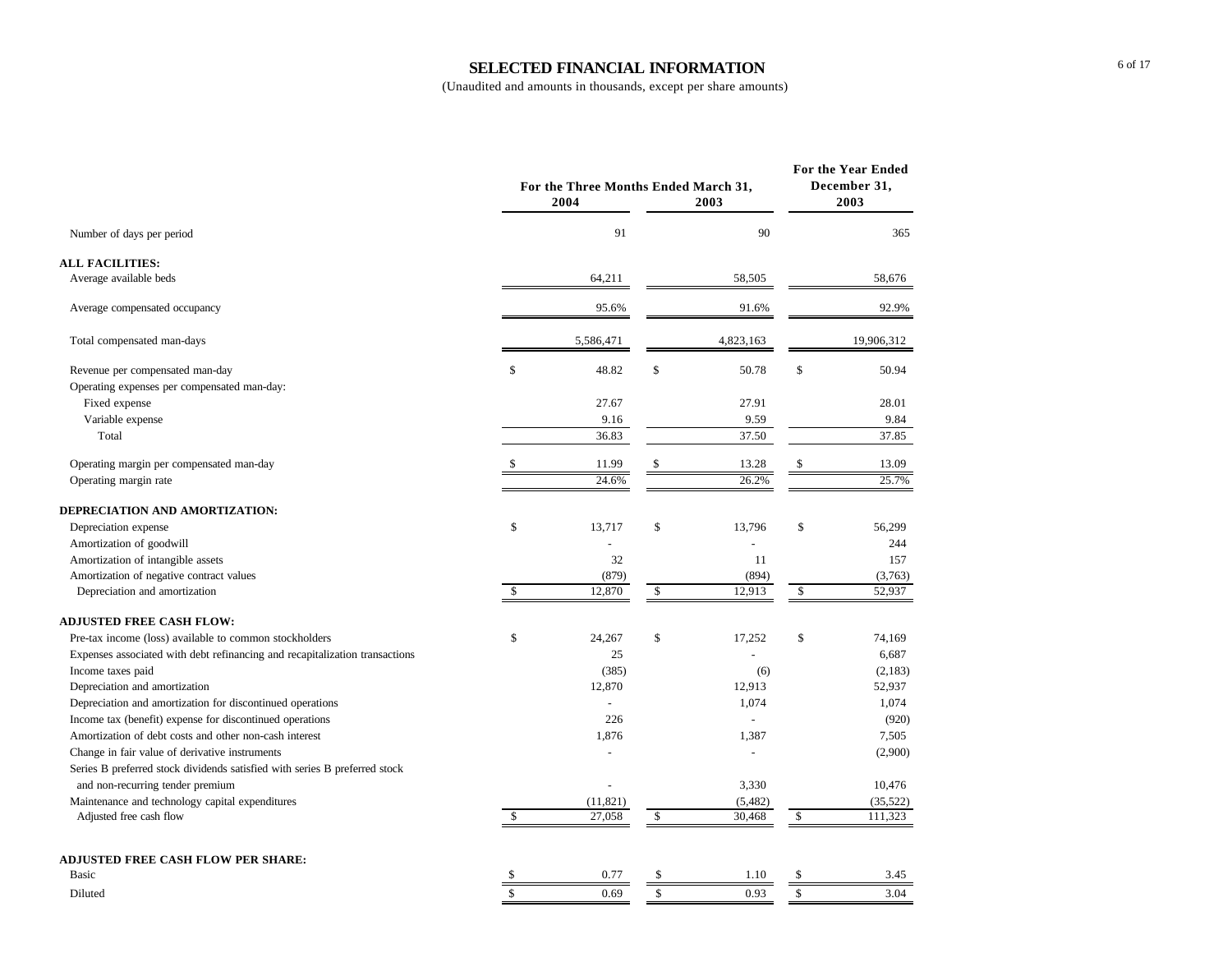# SELECTED FINANCIAL INFORMATION

(Unaudited and amounts in thousands, except per share amounts)

| | For the Three Months Ended March 31, 2004 | For the Three Months Ended March 31, 2003 | For the Year Ended December 31, 2003 |
|---|---|---|---|
| Number of days per period | 91 | 90 | 365 |
| **ALL FACILITIES:** | | | |
| Average available beds | 64,211 | 58,505 | 58,676 |
| Average compensated occupancy | 95.6% | 91.6% | 92.9% |
| Total compensated man-days | 5,586,471 | 4,823,163 | 19,906,312 |
| Revenue per compensated man-day | $ 48.82 | $ 50.78 | $ 50.94 |
| Operating expenses per compensated man-day: | | | |
| Fixed expense | 27.67 | 27.91 | 28.01 |
| Variable expense | 9.16 | 9.59 | 9.84 |
| Total | 36.83 | 37.50 | 37.85 |
| Operating margin per compensated man-day | $ 11.99 | $ 13.28 | $ 13.09 |
| Operating margin rate | 24.6% | 26.2% | 25.7% |
| **DEPRECIATION AND AMORTIZATION:** | | | |
| Depreciation expense | $ 13,717 | $ 13,796 | $ 56,299 |
| Amortization of goodwill | - | - | 244 |
| Amortization of intangible assets | 32 | 11 | 157 |
| Amortization of negative contract values | (879) | (894) | (3,763) |
| Depreciation and amortization | $ 12,870 | $ 12,913 | $ 52,937 |
| **ADJUSTED FREE CASH FLOW:** | | | |
| Pre-tax income (loss) available to common stockholders | $ 24,267 | $ 17,252 | $ 74,169 |
| Expenses associated with debt refinancing and recapitalization transactions | 25 | - | 6,687 |
| Income taxes paid | (385) | (6) | (2,183) |
| Depreciation and amortization | 12,870 | 12,913 | 52,937 |
| Depreciation and amortization for discontinued operations | - | 1,074 | 1,074 |
| Income tax (benefit) expense for discontinued operations | 226 | - | (920) |
| Amortization of debt costs and other non-cash interest | 1,876 | 1,387 | 7,505 |
| Change in fair value of derivative instruments | - | - | (2,900) |
| Series B preferred stock dividends satisfied with series B preferred stock and non-recurring tender premium | - | 3,330 | 10,476 |
| Maintenance and technology capital expenditures | (11,821) | (5,482) | (35,522) |
| Adjusted free cash flow | $ 27,058 | $ 30,468 | $ 111,323 |
| **ADJUSTED FREE CASH FLOW PER SHARE:** | | | |
| Basic | $ 0.77 | $ 1.10 | $ 3.45 |
| Diluted | $ 0.69 | $ 0.93 | $ 3.04 |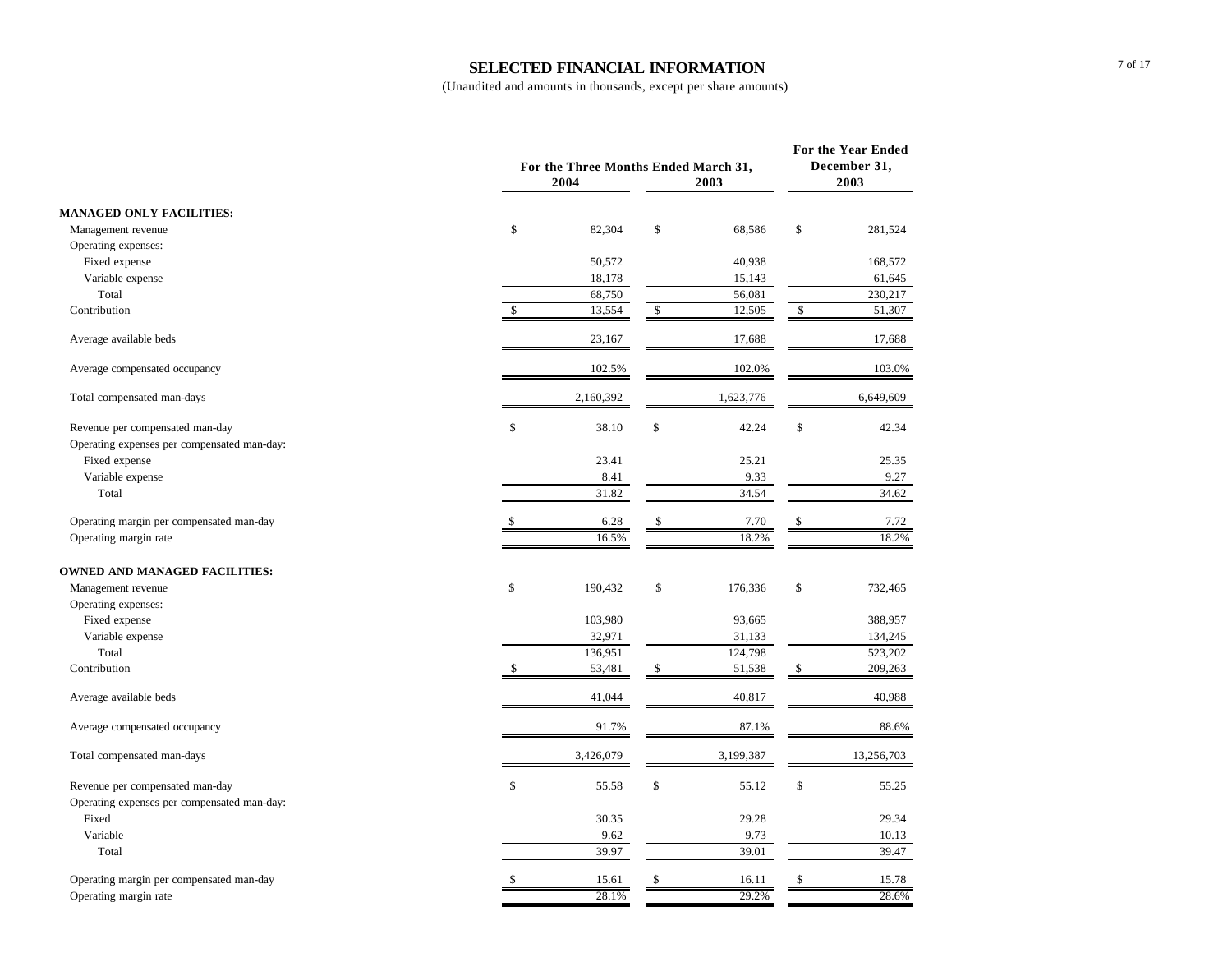# SELECTED FINANCIAL INFORMATION

(Unaudited and amounts in thousands, except per share amounts)

| | For the Three Months Ended March 31, 2004 | For the Three Months Ended March 31, 2003 | For the Year Ended December 31, 2003 |
|---|---|---|---|
| **MANAGED ONLY FACILITIES:** | | | |
| Management revenue | $ 82,304 | $ 68,586 | $ 281,524 |
| Operating expenses: | | | |
| Fixed expense | 50,572 | 40,938 | 168,572 |
| Variable expense | 18,178 | 15,143 | 61,645 |
| Total | 68,750 | 56,081 | 230,217 |
| Contribution | $ 13,554 | $ 12,505 | $ 51,307 |
| Average available beds | 23,167 | 17,688 | 17,688 |
| Average compensated occupancy | 102.5% | 102.0% | 103.0% |
| Total compensated man-days | 2,160,392 | 1,623,776 | 6,649,609 |
| Revenue per compensated man-day | $ 38.10 | $ 42.24 | $ 42.34 |
| Operating expenses per compensated man-day: | | | |
| Fixed expense | 23.41 | 25.21 | 25.35 |
| Variable expense | 8.41 | 9.33 | 9.27 |
| Total | 31.82 | 34.54 | 34.62 |
| Operating margin per compensated man-day | $ 6.28 | $ 7.70 | $ 7.72 |
| Operating margin rate | 16.5% | 18.2% | 18.2% |
| **OWNED AND MANAGED FACILITIES:** | | | |
| Management revenue | $ 190,432 | $ 176,336 | $ 732,465 |
| Operating expenses: | | | |
| Fixed expense | 103,980 | 93,665 | 388,957 |
| Variable expense | 32,971 | 31,133 | 134,245 |
| Total | 136,951 | 124,798 | 523,202 |
| Contribution | $ 53,481 | $ 51,538 | $ 209,263 |
| Average available beds | 41,044 | 40,817 | 40,988 |
| Average compensated occupancy | 91.7% | 87.1% | 88.6% |
| Total compensated man-days | 3,426,079 | 3,199,387 | 13,256,703 |
| Revenue per compensated man-day | $ 55.58 | $ 55.12 | $ 55.25 |
| Operating expenses per compensated man-day: | | | |
| Fixed | 30.35 | 29.28 | 29.34 |
| Variable | 9.62 | 9.73 | 10.13 |
| Total | 39.97 | 39.01 | 39.47 |
| Operating margin per compensated man-day | $ 15.61 | $ 16.11 | $ 15.78 |
| Operating margin rate | 28.1% | 29.2% | 28.6% |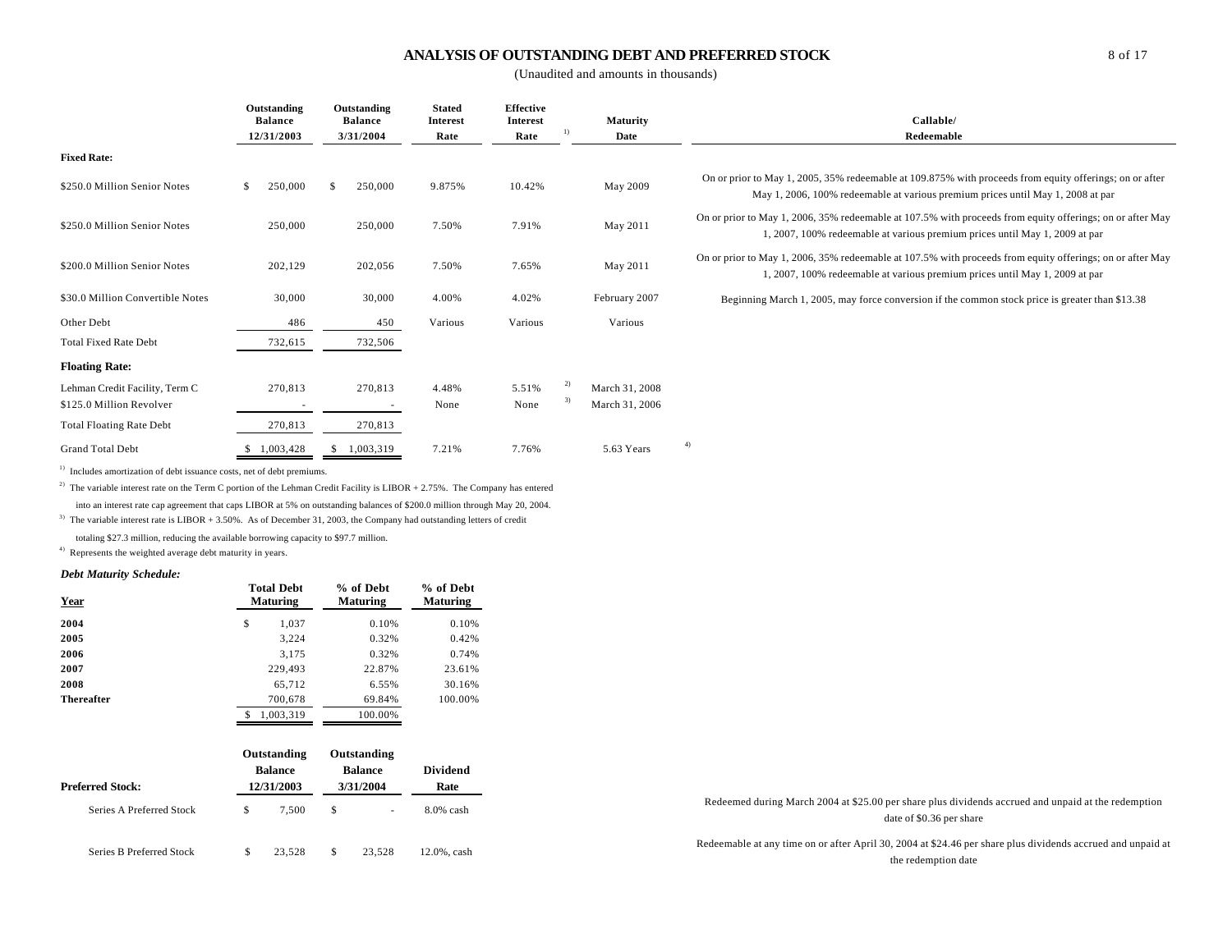# ANALYSIS OF OUTSTANDING DEBT AND PREFERRED STOCK

(Unaudited and amounts in thousands)

| | Outstanding Balance 12/31/2003 | Outstanding Balance 3/31/2004 | Stated Interest Rate | Effective Interest Rate [1] | Maturity Date | Callable/ Redeemable |
|---|---|---|---|---|---|---|
| **Fixed Rate:** | | | | | | |
| $250.0 Million Senior Notes | $ 250,000 | $ 250,000 | 9.875% | 10.42% | May 2009 | On or prior to May 1, 2005, 35% redeemable at 109.875% with proceeds from equity offerings; on or after May 1, 2006, 100% redeemable at various premium prices until May 1, 2008 at par |
| $250.0 Million Senior Notes | 250,000 | 250,000 | 7.50% | 7.91% | May 2011 | On or prior to May 1, 2006, 35% redeemable at 107.5% with proceeds from equity offerings; on or after May 1, 2007, 100% redeemable at various premium prices until May 1, 2009 at par |
| $200.0 Million Senior Notes | 202,129 | 202,056 | 7.50% | 7.65% | May 2011 | On or prior to May 1, 2006, 35% redeemable at 107.5% with proceeds from equity offerings; on or after May 1, 2007, 100% redeemable at various premium prices until May 1, 2009 at par |
| $30.0 Million Convertible Notes | 30,000 | 30,000 | 4.00% | 4.02% | February 2007 | Beginning March 1, 2005, may force conversion if the common stock price is greater than $13.38 |
| Other Debt | 486 | 450 | Various | Various | Various | |
| Total Fixed Rate Debt | 732,615 | 732,506 | | | | |
| **Floating Rate:** | | | | | | |
| Lehman Credit Facility, Term C | 270,813 | 270,813 | 4.48% | 5.51% [2] | March 31, 2008 | |
| $125.0 Million Revolver | - | - | None | None [3] | March 31, 2006 | |
| Total Floating Rate Debt | 270,813 | 270,813 | | | | |
| Grand Total Debt | $ 1,003,428 | $ 1,003,319 | 7.21% | 7.76% | 5.63 Years [4] | |

[1] Includes amortization of debt issuance costs, net of debt premiums.

[2] The variable interest rate on the Term C portion of the Lehman Credit Facility is LIBOR + 2.75%. The Company has entered into an interest rate cap agreement that caps LIBOR at 5% on outstanding balances of $200.0 million through May 20, 2004.

[3] The variable interest rate is LIBOR + 3.50%. As of December 31, 2003, the Company had outstanding letters of credit totaling $27.3 million, reducing the available borrowing capacity to $97.7 million.

[4] Represents the weighted average debt maturity in years.

***Debt Maturity Schedule:***

| Year | Total Debt Maturing | % of Debt Maturing | % of Debt Maturing |
|---|---|---|---|
| **2004** | $ 1,037 | 0.10% | 0.10% |
| **2005** | 3,224 | 0.32% | 0.42% |
| **2006** | 3,175 | 0.32% | 0.74% |
| **2007** | 229,493 | 22.87% | 23.61% |
| **2008** | 65,712 | 6.55% | 30.16% |
| **Thereafter** | 700,678 | 69.84% | 100.00% |
| | $ 1,003,319 | 100.00% | |

| Preferred Stock: | Outstanding Balance 12/31/2003 | Outstanding Balance 3/31/2004 | Dividend Rate | |
|---|---|---|---|---|
| Series A Preferred Stock | $ 7,500 | $ - | 8.0% cash | Redeemed during March 2004 at $25.00 per share plus dividends accrued and unpaid at the redemption date of $0.36 per share |
| Series B Preferred Stock | $ 23,528 | $ 23,528 | 12.0%, cash | Redeemable at any time on or after April 30, 2004 at $24.46 per share plus dividends accrued and unpaid at the redemption date |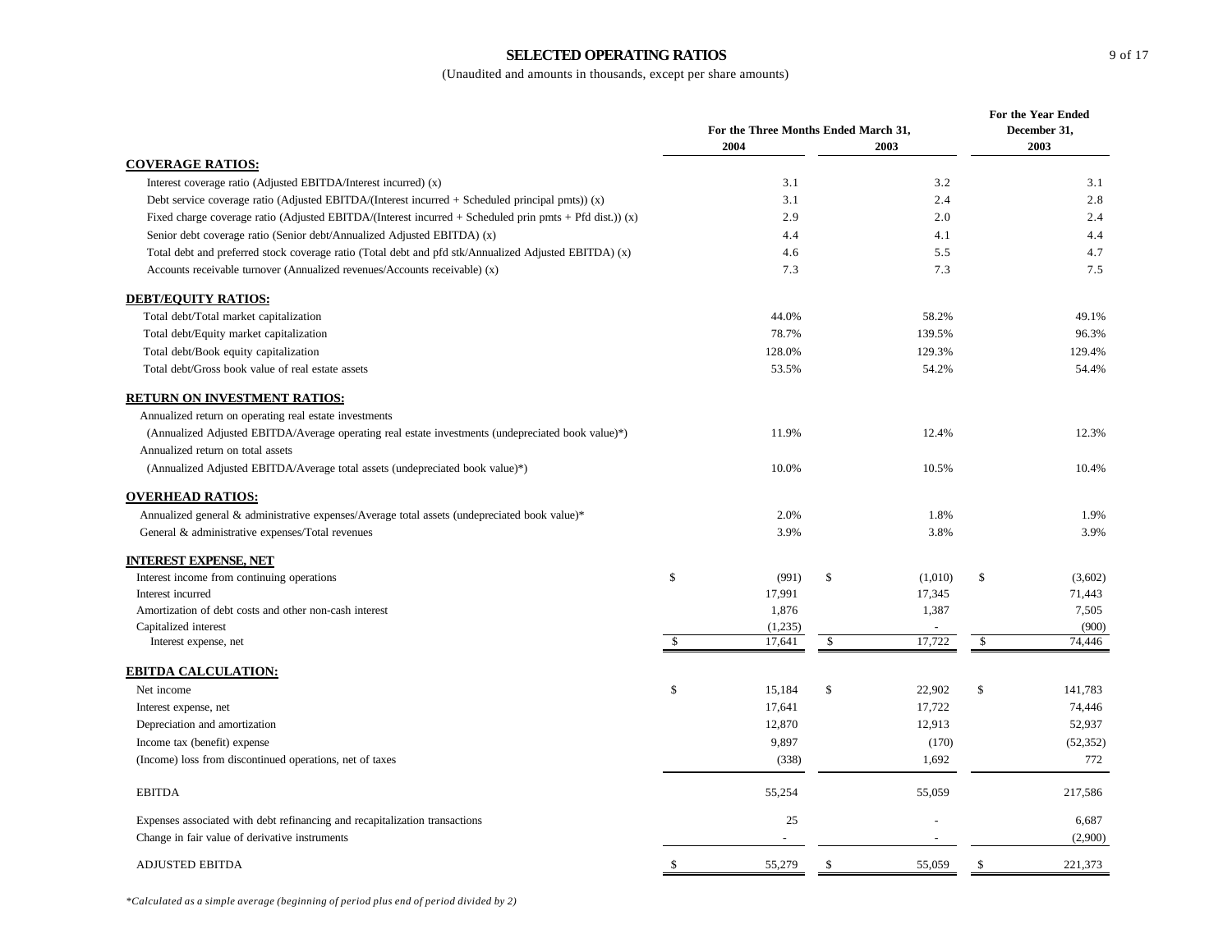# SELECTED OPERATING RATIOS

(Unaudited and amounts in thousands, except per share amounts)

| | For the Three Months Ended March 31, 2004 | For the Three Months Ended March 31, 2003 | For the Year Ended December 31, 2003 |
|---|---|---|---|
| **COVERAGE RATIOS:** | | | |
| Interest coverage ratio (Adjusted EBITDA/Interest incurred) (x) | 3.1 | 3.2 | 3.1 |
| Debt service coverage ratio (Adjusted EBITDA/(Interest incurred + Scheduled principal pmts)) (x) | 3.1 | 2.4 | 2.8 |
| Fixed charge coverage ratio (Adjusted EBITDA/(Interest incurred + Scheduled prin pmts + Pfd dist.)) (x) | 2.9 | 2.0 | 2.4 |
| Senior debt coverage ratio (Senior debt/Annualized Adjusted EBITDA) (x) | 4.4 | 4.1 | 4.4 |
| Total debt and preferred stock coverage ratio (Total debt and pfd stk/Annualized Adjusted EBITDA) (x) | 4.6 | 5.5 | 4.7 |
| Accounts receivable turnover (Annualized revenues/Accounts receivable) (x) | 7.3 | 7.3 | 7.5 |
| **DEBT/EQUITY RATIOS:** | | | |
| Total debt/Total market capitalization | 44.0% | 58.2% | 49.1% |
| Total debt/Equity market capitalization | 78.7% | 139.5% | 96.3% |
| Total debt/Book equity capitalization | 128.0% | 129.3% | 129.4% |
| Total debt/Gross book value of real estate assets | 53.5% | 54.2% | 54.4% |
| **RETURN ON INVESTMENT RATIOS:** | | | |
| Annualized return on operating real estate investments (Annualized Adjusted EBITDA/Average operating real estate investments (undepreciated book value)*) | 11.9% | 12.4% | 12.3% |
| Annualized return on total assets (Annualized Adjusted EBITDA/Average total assets (undepreciated book value)*) | 10.0% | 10.5% | 10.4% |
| **OVERHEAD RATIOS:** | | | |
| Annualized general & administrative expenses/Average total assets (undepreciated book value)* | 2.0% | 1.8% | 1.9% |
| General & administrative expenses/Total revenues | 3.9% | 3.8% | 3.9% |
| **INTEREST EXPENSE, NET** | | | |
| Interest income from continuing operations | $ (991) | $ (1,010) | $ (3,602) |
| Interest incurred | 17,991 | 17,345 | 71,443 |
| Amortization of debt costs and other non-cash interest | 1,876 | 1,387 | 7,505 |
| Capitalized interest | (1,235) | - | (900) |
| Interest expense, net | $ 17,641 | $ 17,722 | $ 74,446 |
| **EBITDA CALCULATION:** | | | |
| Net income | $ 15,184 | $ 22,902 | $ 141,783 |
| Interest expense, net | 17,641 | 17,722 | 74,446 |
| Depreciation and amortization | 12,870 | 12,913 | 52,937 |
| Income tax (benefit) expense | 9,897 | (170) | (52,352) |
| (Income) loss from discontinued operations, net of taxes | (338) | 1,692 | 772 |
| EBITDA | 55,254 | 55,059 | 217,586 |
| Expenses associated with debt refinancing and recapitalization transactions | 25 | - | 6,687 |
| Change in fair value of derivative instruments | - | - | (2,900) |
| ADJUSTED EBITDA | $ 55,279 | $ 55,059 | $ 221,373 |

*Calculated as a simple average (beginning of period plus end of period divided by 2)*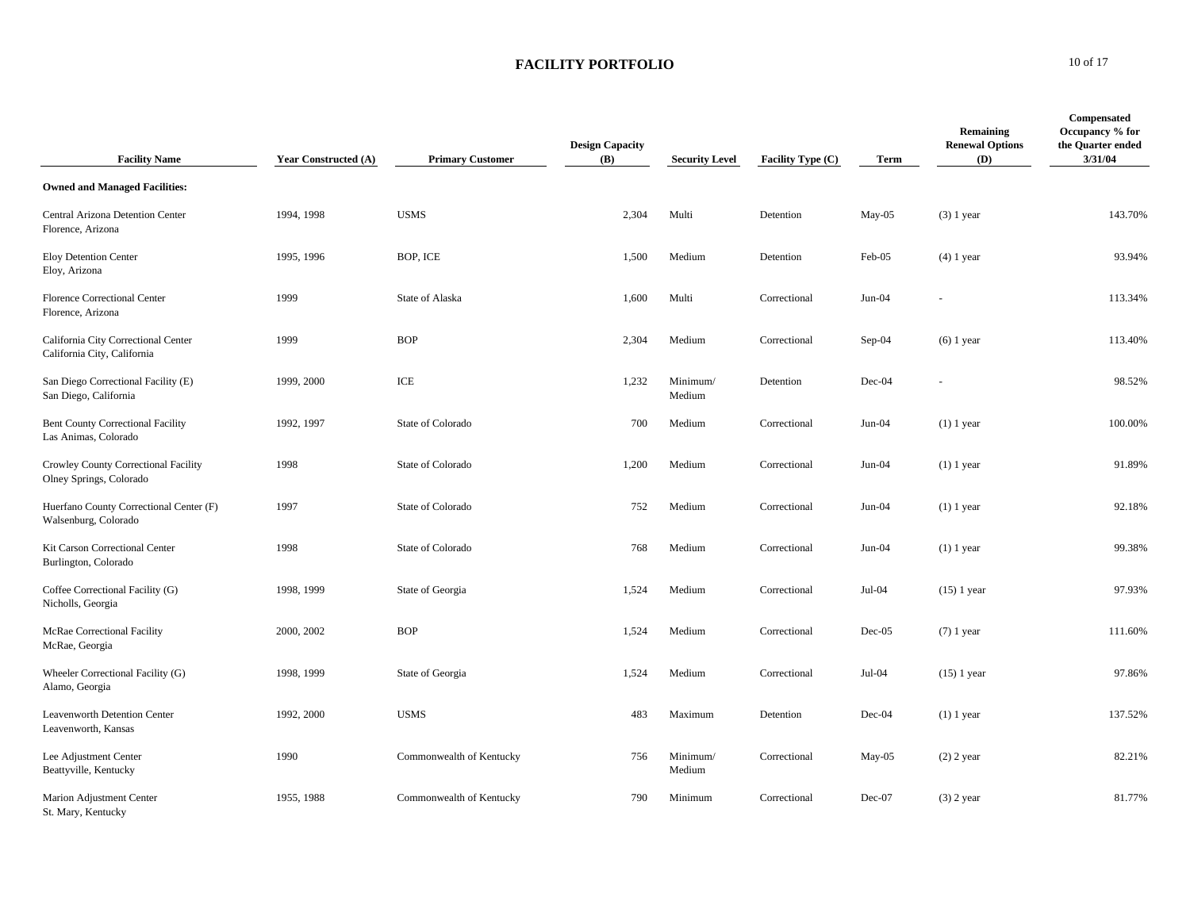# FACILITY PORTFOLIO

| Facility Name | Year Constructed (A) | Primary Customer | Design Capacity (B) | Security Level | Facility Type (C) | Term | Remaining Renewal Options (D) | Compensated Occupancy % for the Quarter ended 3/31/04 |
|---|---|---|---|---|---|---|---|---|
| **Owned and Managed Facilities:** | | | | | | | | |
| Central Arizona Detention Center<br>Florence, Arizona | 1994, 1998 | USMS | 2,304 | Multi | Detention | May-05 | (3) 1 year | 143.70% |
| Eloy Detention Center<br>Eloy, Arizona | 1995, 1996 | BOP, ICE | 1,500 | Medium | Detention | Feb-05 | (4) 1 year | 93.94% |
| Florence Correctional Center<br>Florence, Arizona | 1999 | State of Alaska | 1,600 | Multi | Correctional | Jun-04 | - | 113.34% |
| California City Correctional Center<br>California City, California | 1999 | BOP | 2,304 | Medium | Correctional | Sep-04 | (6) 1 year | 113.40% |
| San Diego Correctional Facility (E)<br>San Diego, California | 1999, 2000 | ICE | 1,232 | Minimum/ Medium | Detention | Dec-04 | - | 98.52% |
| Bent County Correctional Facility<br>Las Animas, Colorado | 1992, 1997 | State of Colorado | 700 | Medium | Correctional | Jun-04 | (1) 1 year | 100.00% |
| Crowley County Correctional Facility<br>Olney Springs, Colorado | 1998 | State of Colorado | 1,200 | Medium | Correctional | Jun-04 | (1) 1 year | 91.89% |
| Huerfano County Correctional Center (F)<br>Walsenburg, Colorado | 1997 | State of Colorado | 752 | Medium | Correctional | Jun-04 | (1) 1 year | 92.18% |
| Kit Carson Correctional Center<br>Burlington, Colorado | 1998 | State of Colorado | 768 | Medium | Correctional | Jun-04 | (1) 1 year | 99.38% |
| Coffee Correctional Facility (G)<br>Nicholls, Georgia | 1998, 1999 | State of Georgia | 1,524 | Medium | Correctional | Jul-04 | (15) 1 year | 97.93% |
| McRae Correctional Facility<br>McRae, Georgia | 2000, 2002 | BOP | 1,524 | Medium | Correctional | Dec-05 | (7) 1 year | 111.60% |
| Wheeler Correctional Facility (G)<br>Alamo, Georgia | 1998, 1999 | State of Georgia | 1,524 | Medium | Correctional | Jul-04 | (15) 1 year | 97.86% |
| Leavenworth Detention Center<br>Leavenworth, Kansas | 1992, 2000 | USMS | 483 | Maximum | Detention | Dec-04 | (1) 1 year | 137.52% |
| Lee Adjustment Center<br>Beattyville, Kentucky | 1990 | Commonwealth of Kentucky | 756 | Minimum/ Medium | Correctional | May-05 | (2) 2 year | 82.21% |
| Marion Adjustment Center<br>St. Mary, Kentucky | 1955, 1988 | Commonwealth of Kentucky | 790 | Minimum | Correctional | Dec-07 | (3) 2 year | 81.77% |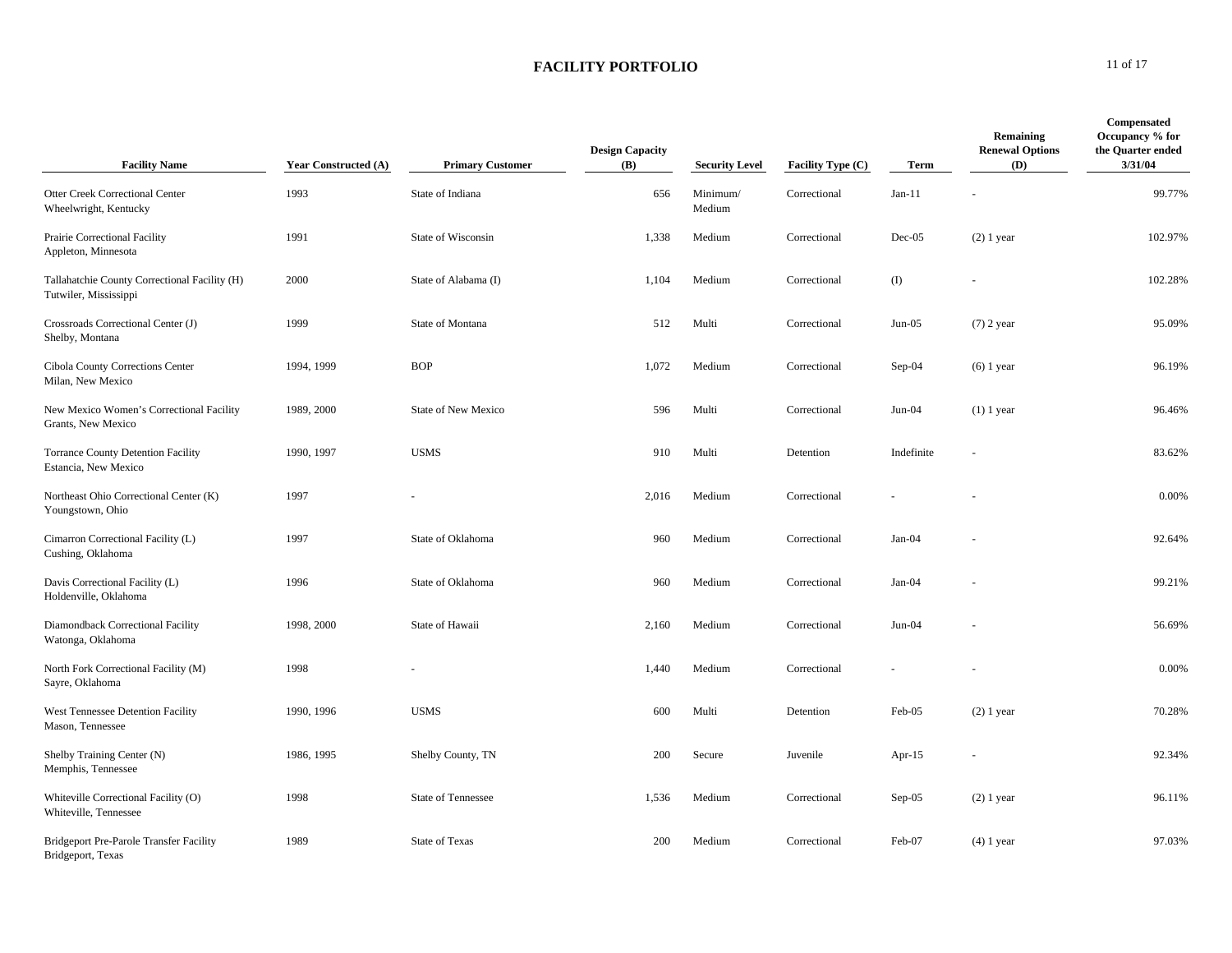## FACILITY PORTFOLIO

| Facility Name | Year Constructed (A) | Primary Customer | Design Capacity (B) | Security Level | Facility Type (C) | Term | Remaining Renewal Options (D) | Compensated Occupancy % for the Quarter ended 3/31/04 |
|---|---|---|---|---|---|---|---|---|
| Otter Creek Correctional Center<br>Wheelwright, Kentucky | 1993 | State of Indiana | 656 | Minimum/<br>Medium | Correctional | Jan-11 | - | 99.77% |
| Prairie Correctional Facility<br>Appleton, Minnesota | 1991 | State of Wisconsin | 1,338 | Medium | Correctional | Dec-05 | (2) 1 year | 102.97% |
| Tallahatchie County Correctional Facility (H)<br>Tutwiler, Mississippi | 2000 | State of Alabama (I) | 1,104 | Medium | Correctional | (I) | - | 102.28% |
| Crossroads Correctional Center (J)<br>Shelby, Montana | 1999 | State of Montana | 512 | Multi | Correctional | Jun-05 | (7) 2 year | 95.09% |
| Cibola County Corrections Center<br>Milan, New Mexico | 1994, 1999 | BOP | 1,072 | Medium | Correctional | Sep-04 | (6) 1 year | 96.19% |
| New Mexico Women's Correctional Facility<br>Grants, New Mexico | 1989, 2000 | State of New Mexico | 596 | Multi | Correctional | Jun-04 | (1) 1 year | 96.46% |
| Torrance County Detention Facility<br>Estancia, New Mexico | 1990, 1997 | USMS | 910 | Multi | Detention | Indefinite | - | 83.62% |
| Northeast Ohio Correctional Center (K)<br>Youngstown, Ohio | 1997 | - | 2,016 | Medium | Correctional | - | - | 0.00% |
| Cimarron Correctional Facility (L)<br>Cushing, Oklahoma | 1997 | State of Oklahoma | 960 | Medium | Correctional | Jan-04 | - | 92.64% |
| Davis Correctional Facility (L)<br>Holdenville, Oklahoma | 1996 | State of Oklahoma | 960 | Medium | Correctional | Jan-04 | - | 99.21% |
| Diamondback Correctional Facility<br>Watonga, Oklahoma | 1998, 2000 | State of Hawaii | 2,160 | Medium | Correctional | Jun-04 | - | 56.69% |
| North Fork Correctional Facility (M)<br>Sayre, Oklahoma | 1998 | - | 1,440 | Medium | Correctional | - | - | 0.00% |
| West Tennessee Detention Facility<br>Mason, Tennessee | 1990, 1996 | USMS | 600 | Multi | Detention | Feb-05 | (2) 1 year | 70.28% |
| Shelby Training Center (N)<br>Memphis, Tennessee | 1986, 1995 | Shelby County, TN | 200 | Secure | Juvenile | Apr-15 | - | 92.34% |
| Whiteville Correctional Facility (O)<br>Whiteville, Tennessee | 1998 | State of Tennessee | 1,536 | Medium | Correctional | Sep-05 | (2) 1 year | 96.11% |
| Bridgeport Pre-Parole Transfer Facility<br>Bridgeport, Texas | 1989 | State of Texas | 200 | Medium | Correctional | Feb-07 | (4) 1 year | 97.03% |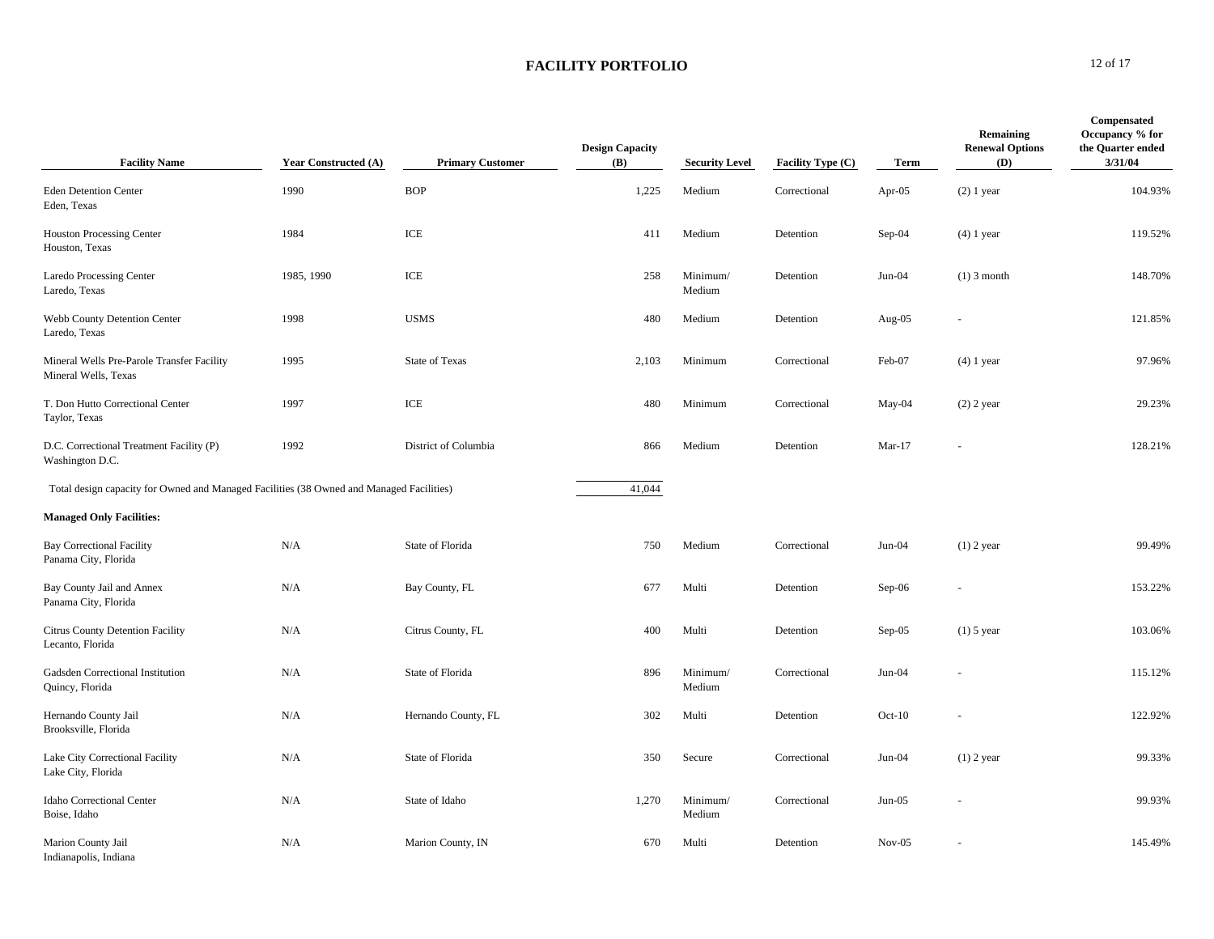# FACILITY PORTFOLIO

| Facility Name | Year Constructed (A) | Primary Customer | Design Capacity (B) | Security Level | Facility Type (C) | Term | Remaining Renewal Options (D) | Compensated Occupancy % for the Quarter ended 3/31/04 |
|---|---|---|---|---|---|---|---|---|
| Eden Detention Center<br>Eden, Texas | 1990 | BOP | 1,225 | Medium | Correctional | Apr-05 | (2) 1 year | 104.93% |
| Houston Processing Center<br>Houston, Texas | 1984 | ICE | 411 | Medium | Detention | Sep-04 | (4) 1 year | 119.52% |
| Laredo Processing Center<br>Laredo, Texas | 1985, 1990 | ICE | 258 | Minimum/ Medium | Detention | Jun-04 | (1) 3 month | 148.70% |
| Webb County Detention Center<br>Laredo, Texas | 1998 | USMS | 480 | Medium | Detention | Aug-05 | - | 121.85% |
| Mineral Wells Pre-Parole Transfer Facility<br>Mineral Wells, Texas | 1995 | State of Texas | 2,103 | Minimum | Correctional | Feb-07 | (4) 1 year | 97.96% |
| T. Don Hutto Correctional Center<br>Taylor, Texas | 1997 | ICE | 480 | Minimum | Correctional | May-04 | (2) 2 year | 29.23% |
| D.C. Correctional Treatment Facility (P)<br>Washington D.C. | 1992 | District of Columbia | 866 | Medium | Detention | Mar-17 | - | 128.21% |
| Total design capacity for Owned and Managed Facilities (38 Owned and Managed Facilities) | | | 41,044 | | | | | |
| **Managed Only Facilities:** | | | | | | | | |
| Bay Correctional Facility<br>Panama City, Florida | N/A | State of Florida | 750 | Medium | Correctional | Jun-04 | (1) 2 year | 99.49% |
| Bay County Jail and Annex<br>Panama City, Florida | N/A | Bay County, FL | 677 | Multi | Detention | Sep-06 | - | 153.22% |
| Citrus County Detention Facility<br>Lecanto, Florida | N/A | Citrus County, FL | 400 | Multi | Detention | Sep-05 | (1) 5 year | 103.06% |
| Gadsden Correctional Institution<br>Quincy, Florida | N/A | State of Florida | 896 | Minimum/ Medium | Correctional | Jun-04 | - | 115.12% |
| Hernando County Jail<br>Brooksville, Florida | N/A | Hernando County, FL | 302 | Multi | Detention | Oct-10 | - | 122.92% |
| Lake City Correctional Facility<br>Lake City, Florida | N/A | State of Florida | 350 | Secure | Correctional | Jun-04 | (1) 2 year | 99.33% |
| Idaho Correctional Center<br>Boise, Idaho | N/A | State of Idaho | 1,270 | Minimum/ Medium | Correctional | Jun-05 | - | 99.93% |
| Marion County Jail<br>Indianapolis, Indiana | N/A | Marion County, IN | 670 | Multi | Detention | Nov-05 | - | 145.49% |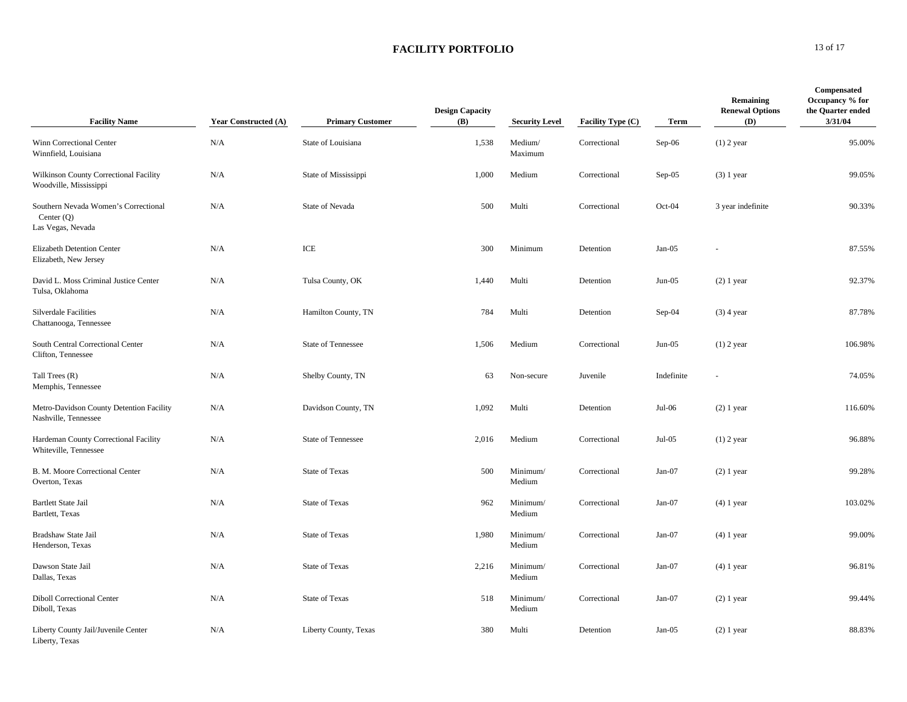# FACILITY PORTFOLIO

| Facility Name | Year Constructed (A) | Primary Customer | Design Capacity (B) | Security Level | Facility Type (C) | Term | Remaining Renewal Options (D) | Compensated Occupancy % for the Quarter ended 3/31/04 |
|---|---|---|---|---|---|---|---|---|
| Winn Correctional Center Winnfield, Louisiana | N/A | State of Louisiana | 1,538 | Medium/ Maximum | Correctional | Sep-06 | (1) 2 year | 95.00% |
| Wilkinson County Correctional Facility Woodville, Mississippi | N/A | State of Mississippi | 1,000 | Medium | Correctional | Sep-05 | (3) 1 year | 99.05% |
| Southern Nevada Women's Correctional Center (Q) Las Vegas, Nevada | N/A | State of Nevada | 500 | Multi | Correctional | Oct-04 | 3 year indefinite | 90.33% |
| Elizabeth Detention Center Elizabeth, New Jersey | N/A | ICE | 300 | Minimum | Detention | Jan-05 | - | 87.55% |
| David L. Moss Criminal Justice Center Tulsa, Oklahoma | N/A | Tulsa County, OK | 1,440 | Multi | Detention | Jun-05 | (2) 1 year | 92.37% |
| Silverdale Facilities Chattanooga, Tennessee | N/A | Hamilton County, TN | 784 | Multi | Detention | Sep-04 | (3) 4 year | 87.78% |
| South Central Correctional Center Clifton, Tennessee | N/A | State of Tennessee | 1,506 | Medium | Correctional | Jun-05 | (1) 2 year | 106.98% |
| Tall Trees (R) Memphis, Tennessee | N/A | Shelby County, TN | 63 | Non-secure | Juvenile | Indefinite | - | 74.05% |
| Metro-Davidson County Detention Facility Nashville, Tennessee | N/A | Davidson County, TN | 1,092 | Multi | Detention | Jul-06 | (2) 1 year | 116.60% |
| Hardeman County Correctional Facility Whiteville, Tennessee | N/A | State of Tennessee | 2,016 | Medium | Correctional | Jul-05 | (1) 2 year | 96.88% |
| B. M. Moore Correctional Center Overton, Texas | N/A | State of Texas | 500 | Minimum/ Medium | Correctional | Jan-07 | (2) 1 year | 99.28% |
| Bartlett State Jail Bartlett, Texas | N/A | State of Texas | 962 | Minimum/ Medium | Correctional | Jan-07 | (4) 1 year | 103.02% |
| Bradshaw State Jail Henderson, Texas | N/A | State of Texas | 1,980 | Minimum/ Medium | Correctional | Jan-07 | (4) 1 year | 99.00% |
| Dawson State Jail Dallas, Texas | N/A | State of Texas | 2,216 | Minimum/ Medium | Correctional | Jan-07 | (4) 1 year | 96.81% |
| Diboll Correctional Center Diboll, Texas | N/A | State of Texas | 518 | Minimum/ Medium | Correctional | Jan-07 | (2) 1 year | 99.44% |
| Liberty County Jail/Juvenile Center Liberty, Texas | N/A | Liberty County, Texas | 380 | Multi | Detention | Jan-05 | (2) 1 year | 88.83% |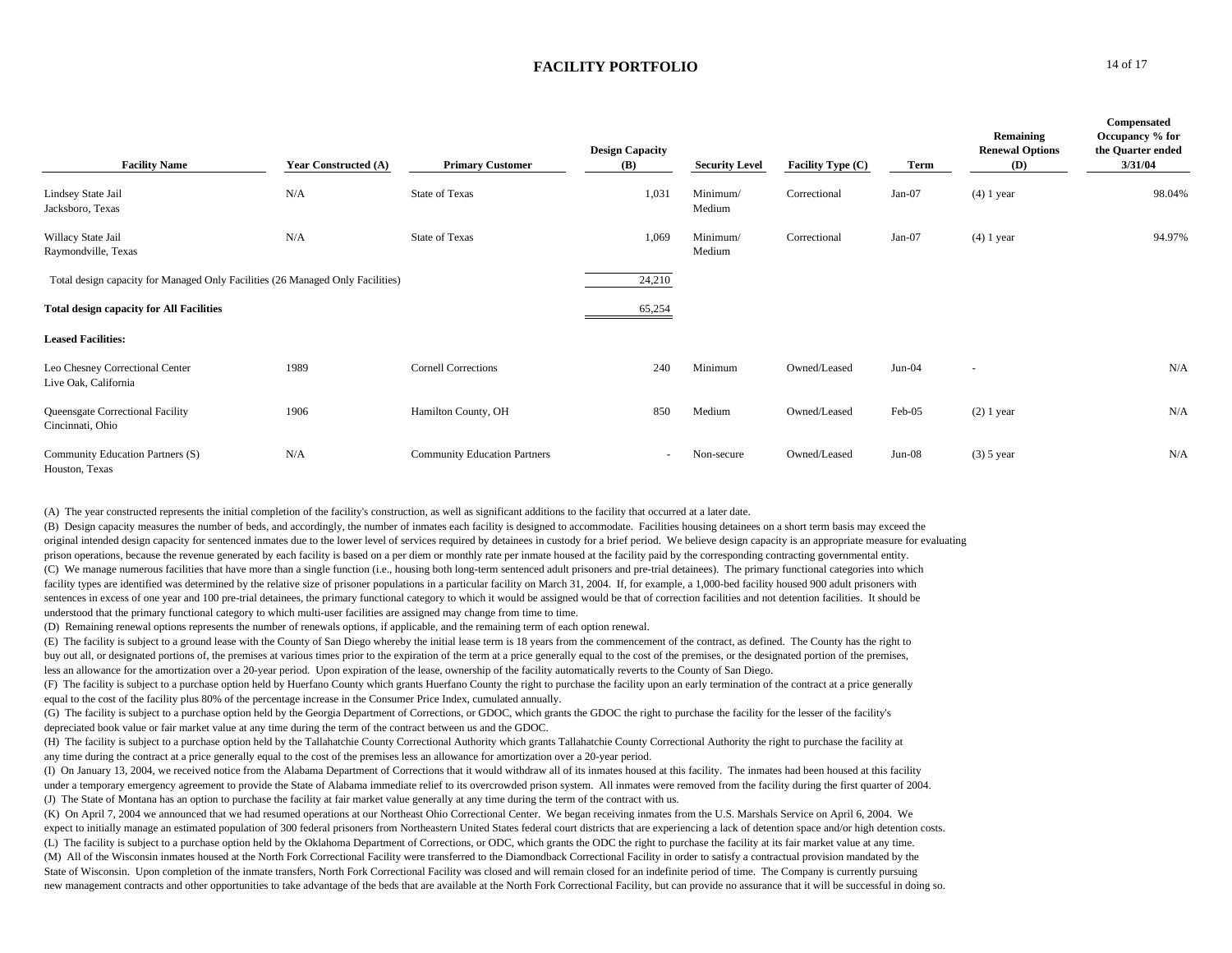# FACILITY PORTFOLIO

| Facility Name | Year Constructed (A) | Primary Customer | Design Capacity (B) | Security Level | Facility Type (C) | Term | Remaining Renewal Options (D) | Compensated Occupancy % for the Quarter ended 3/31/04 |
|---|---|---|---|---|---|---|---|---|
| Lindsey State Jail<br>Jacksboro, Texas | N/A | State of Texas | 1,031 | Minimum/<br>Medium | Correctional | Jan-07 | (4) 1 year | 98.04% |
| Willacy State Jail<br>Raymondville, Texas | N/A | State of Texas | 1,069 | Minimum/<br>Medium | Correctional | Jan-07 | (4) 1 year | 94.97% |
| Total design capacity for Managed Only Facilities (26 Managed Only Facilities) | | | 24,210 | | | | | |
| **Total design capacity for All Facilities** | | | 65,254 | | | | | |
| **Leased Facilities:** | | | | | | | | |
| Leo Chesney Correctional Center<br>Live Oak, California | 1989 | Cornell Corrections | 240 | Minimum | Owned/Leased | Jun-04 | - | N/A |
| Queensgate Correctional Facility<br>Cincinnati, Ohio | 1906 | Hamilton County, OH | 850 | Medium | Owned/Leased | Feb-05 | (2) 1 year | N/A |
| Community Education Partners (S)<br>Houston, Texas | N/A | Community Education Partners | - | Non-secure | Owned/Leased | Jun-08 | (3) 5 year | N/A |

(A) The year constructed represents the initial completion of the facility's construction, as well as significant additions to the facility that occurred at a later date.

(B) Design capacity measures the number of beds, and accordingly, the number of inmates each facility is designed to accommodate. Facilities housing detainees on a short term basis may exceed the original intended design capacity for sentenced inmates due to the lower level of services required by detainees in custody for a brief period. We believe design capacity is an appropriate measure for evaluating prison operations, because the revenue generated by each facility is based on a per diem or monthly rate per inmate housed at the facility paid by the corresponding contracting governmental entity.

(C) We manage numerous facilities that have more than a single function (i.e., housing both long-term sentenced adult prisoners and pre-trial detainees). The primary functional categories into which facility types are identified was determined by the relative size of prisoner populations in a particular facility on March 31, 2004. If, for example, a 1,000-bed facility housed 900 adult prisoners with sentences in excess of one year and 100 pre-trial detainees, the primary functional category to which it would be assigned would be that of correction facilities and not detention facilities. It should be understood that the primary functional category to which multi-user facilities are assigned may change from time to time.

(D) Remaining renewal options represents the number of renewals options, if applicable, and the remaining term of each option renewal.

(E) The facility is subject to a ground lease with the County of San Diego whereby the initial lease term is 18 years from the commencement of the contract, as defined. The County has the right to buy out all, or designated portions of, the premises at various times prior to the expiration of the term at a price generally equal to the cost of the premises, or the designated portion of the premises, less an allowance for the amortization over a 20-year period. Upon expiration of the lease, ownership of the facility automatically reverts to the County of San Diego.

(F) The facility is subject to a purchase option held by Huerfano County which grants Huerfano County the right to purchase the facility upon an early termination of the contract at a price generally equal to the cost of the facility plus 80% of the percentage increase in the Consumer Price Index, cumulated annually.

(G) The facility is subject to a purchase option held by the Georgia Department of Corrections, or GDOC, which grants the GDOC the right to purchase the facility for the lesser of the facility's depreciated book value or fair market value at any time during the term of the contract between us and the GDOC.

(H) The facility is subject to a purchase option held by the Tallahatchie County Correctional Authority which grants Tallahatchie County Correctional Authority the right to purchase the facility at any time during the contract at a price generally equal to the cost of the premises less an allowance for amortization over a 20-year period.

(I) On January 13, 2004, we received notice from the Alabama Department of Corrections that it would withdraw all of its inmates housed at this facility. The inmates had been housed at this facility under a temporary emergency agreement to provide the State of Alabama immediate relief to its overcrowded prison system. All inmates were removed from the facility during the first quarter of 2004.

(J) The State of Montana has an option to purchase the facility at fair market value generally at any time during the term of the contract with us.

(K) On April 7, 2004 we announced that we had resumed operations at our Northeast Ohio Correctional Center. We began receiving inmates from the U.S. Marshals Service on April 6, 2004. We expect to initially manage an estimated population of 300 federal prisoners from Northeastern United States federal court districts that are experiencing a lack of detention space and/or high detention costs.

(L) The facility is subject to a purchase option held by the Oklahoma Department of Corrections, or ODC, which grants the ODC the right to purchase the facility at its fair market value at any time.

(M) All of the Wisconsin inmates housed at the North Fork Correctional Facility were transferred to the Diamondback Correctional Facility in order to satisfy a contractual provision mandated by the State of Wisconsin. Upon completion of the inmate transfers, North Fork Correctional Facility was closed and will remain closed for an indefinite period of time. The Company is currently pursuing new management contracts and other opportunities to take advantage of the beds that are available at the North Fork Correctional Facility, but can provide no assurance that it will be successful in doing so.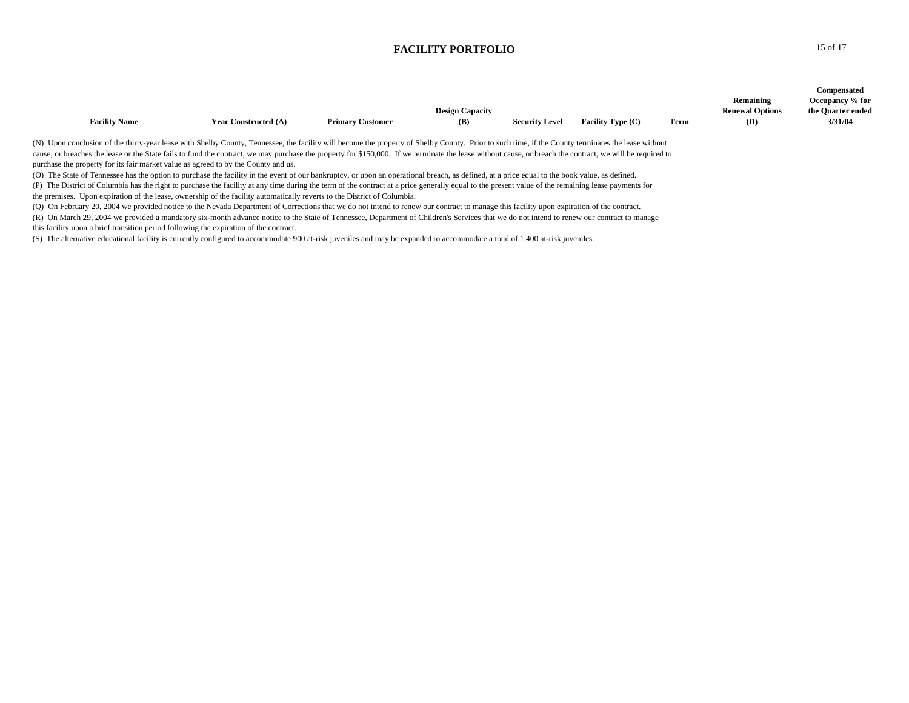## FACILITY PORTFOLIO

| Facility Name | Year Constructed (A) | Primary Customer | Design Capacity (B) | Security Level | Facility Type (C) | Term | Remaining Renewal Options (D) | Compensated Occupancy % for the Quarter ended 3/31/04 |
|---|---|---|---|---|---|---|---|---|

(N) Upon conclusion of the thirty-year lease with Shelby County, Tennessee, the facility will become the property of Shelby County. Prior to such time, if the County terminates the lease without cause, or breaches the lease or the State fails to fund the contract, we may purchase the property for $150,000. If we terminate the lease without cause, or breach the contract, we will be required to purchase the property for its fair market value as agreed to by the County and us.

(O) The State of Tennessee has the option to purchase the facility in the event of our bankruptcy, or upon an operational breach, as defined, at a price equal to the book value, as defined.

(P) The District of Columbia has the right to purchase the facility at any time during the term of the contract at a price generally equal to the present value of the remaining lease payments for the premises. Upon expiration of the lease, ownership of the facility automatically reverts to the District of Columbia.

(Q) On February 20, 2004 we provided notice to the Nevada Department of Corrections that we do not intend to renew our contract to manage this facility upon expiration of the contract.

(R) On March 29, 2004 we provided a mandatory six-month advance notice to the State of Tennessee, Department of Children's Services that we do not intend to renew our contract to manage this facility upon a brief transition period following the expiration of the contract.

(S) The alternative educational facility is currently configured to accommodate 900 at-risk juveniles and may be expanded to accommodate a total of 1,400 at-risk juveniles.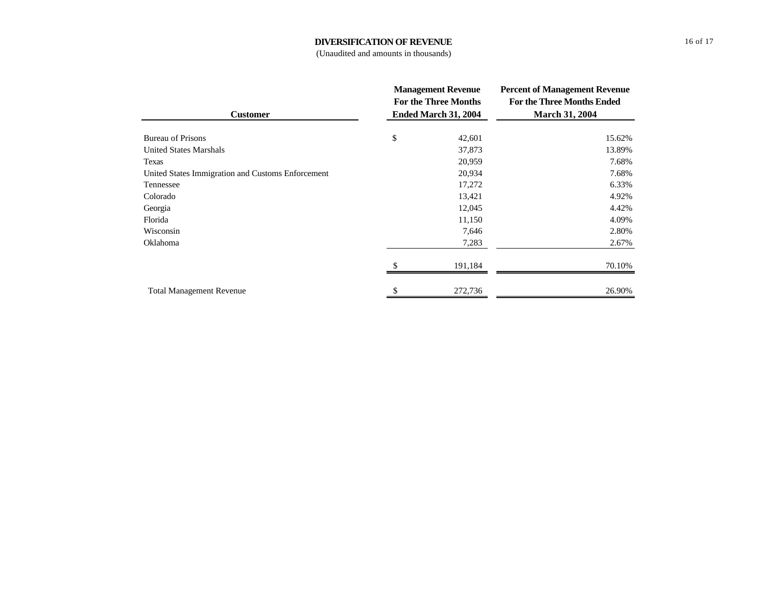## DIVERSIFICATION OF REVENUE

(Unaudited and amounts in thousands)

| Customer | Management Revenue For the Three Months Ended March 31, 2004 | Percent of Management Revenue For the Three Months Ended March 31, 2004 |
|---|---|---|
| Bureau of Prisons | $ 42,601 | 15.62% |
| United States Marshals | 37,873 | 13.89% |
| Texas | 20,959 | 7.68% |
| United States Immigration and Customs Enforcement | 20,934 | 7.68% |
| Tennessee | 17,272 | 6.33% |
| Colorado | 13,421 | 4.92% |
| Georgia | 12,045 | 4.42% |
| Florida | 11,150 | 4.09% |
| Wisconsin | 7,646 | 2.80% |
| Oklahoma | 7,283 | 2.67% |
| | $ 191,184 | 70.10% |
| Total Management Revenue | $ 272,736 | 26.90% |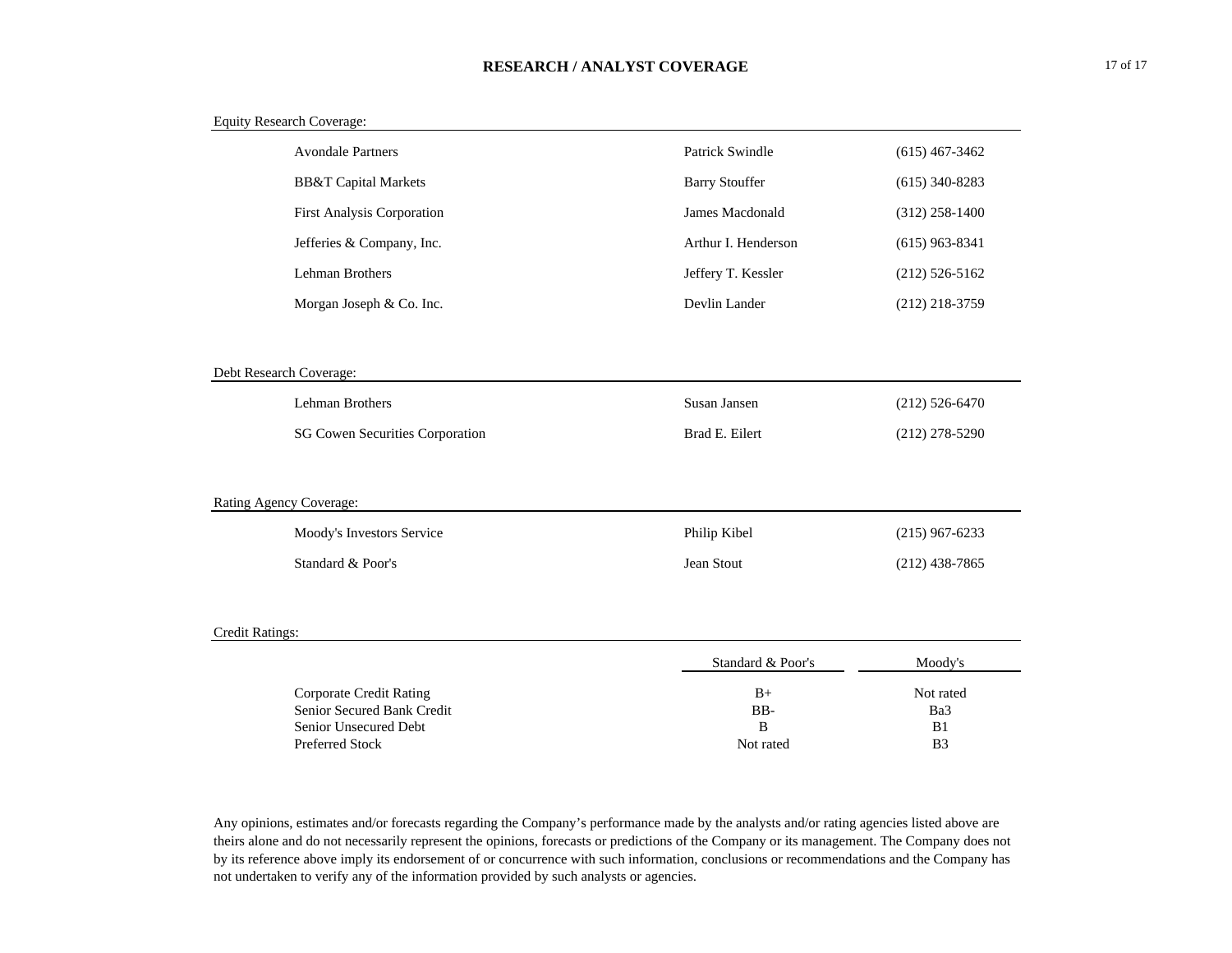# RESEARCH / ANALYST COVERAGE

## Equity Research Coverage:

| | | |
|---|---|---|
| Avondale Partners | Patrick Swindle | (615) 467-3462 |
| BB&T Capital Markets | Barry Stouffer | (615) 340-8283 |
| First Analysis Corporation | James Macdonald | (312) 258-1400 |
| Jefferies & Company, Inc. | Arthur I. Henderson | (615) 963-8341 |
| Lehman Brothers | Jeffery T. Kessler | (212) 526-5162 |
| Morgan Joseph & Co. Inc. | Devlin Lander | (212) 218-3759 |

## Debt Research Coverage:

| | | |
|---|---|---|
| Lehman Brothers | Susan Jansen | (212) 526-6470 |
| SG Cowen Securities Corporation | Brad E. Eilert | (212) 278-5290 |

## Rating Agency Coverage:

| | | |
|---|---|---|
| Moody's Investors Service | Philip Kibel | (215) 967-6233 |
| Standard & Poor's | Jean Stout | (212) 438-7865 |

## Credit Ratings:

| | Standard & Poor's | Moody's |
|---|---|---|
| Corporate Credit Rating | B+ | Not rated |
| Senior Secured Bank Credit | BB- | Ba3 |
| Senior Unsecured Debt | B | B1 |
| Preferred Stock | Not rated | B3 |

Any opinions, estimates and/or forecasts regarding the Company's performance made by the analysts and/or rating agencies listed above are theirs alone and do not necessarily represent the opinions, forecasts or predictions of the Company or its management. The Company does not by its reference above imply its endorsement of or concurrence with such information, conclusions or recommendations and the Company has not undertaken to verify any of the information provided by such analysts or agencies.